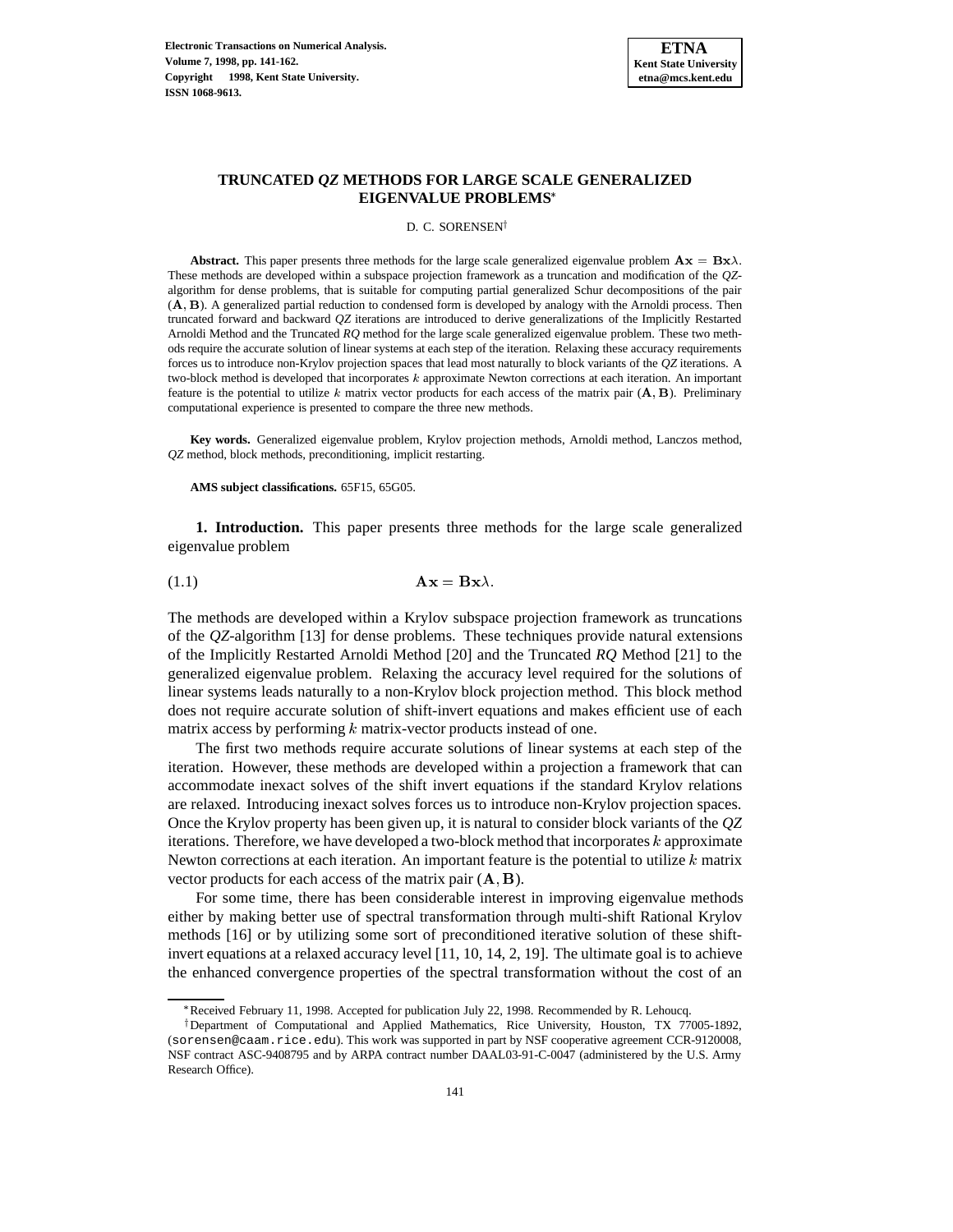# TRUNCATED *QZ* METHODS FOR LARGE SCALE GENERALIZED EIGENVALUE PROBLEMS*

D. C. SORENSEN†

**Abstract.** This paper presents three methods for the large scale generalized eigenvalue problem $\mathbf{A}\mathbf{x} = \mathbf{B}\mathbf{x}\lambda$. These methods are developed within a subspace projection framework as a truncation and modification of the *QZ*-algorithm for dense problems, that is suitable for computing partial generalized Schur decompositions of the pair $(\mathbf{A}, \mathbf{B})$. A generalized partial reduction to condensed form is developed by analogy with the Arnoldi process. Then truncated forward and backward *QZ* iterations are introduced to derive generalizations of the Implicitly Restarted Arnoldi Method and the Truncated *RQ* method for the large scale generalized eigenvalue problem. These two methods require the accurate solution of linear systems at each step of the iteration. Relaxing these accuracy requirements forces us to introduce non-Krylov projection spaces that lead most naturally to block variants of the *QZ* iterations. A two-block method is developed that incorporates $k$ approximate Newton corrections at each iteration. An important feature is the potential to utilize $k$ matrix vector products for each access of the matrix pair $(\mathbf{A}, \mathbf{B})$. Preliminary computational experience is presented to compare the three new methods.

**Key words.** Generalized eigenvalue problem, Krylov projection methods, Arnoldi method, Lanczos method, *QZ* method, block methods, preconditioning, implicit restarting.

**AMS subject classifications.** 65F15, 65G05.

## 1. Introduction.

This paper presents three methods for the large scale generalized eigenvalue problem

$$\mathbf{A}\mathbf{x} = \mathbf{B}\mathbf{x}\lambda. \tag{1.1}$$

The methods are developed within a Krylov subspace projection framework as truncations of the *QZ*-algorithm [13] for dense problems. These techniques provide natural extensions of the Implicitly Restarted Arnoldi Method [20] and the Truncated *RQ* Method [21] to the generalized eigenvalue problem. Relaxing the accuracy level required for the solutions of linear systems leads naturally to a non-Krylov block projection method. This block method does not require accurate solution of shift-invert equations and makes efficient use of each matrix access by performing $k$ matrix-vector products instead of one.

The first two methods require accurate solutions of linear systems at each step of the iteration. However, these methods are developed within a projection a framework that can accommodate inexact solves of the shift invert equations if the standard Krylov relations are relaxed. Introducing inexact solves forces us to introduce non-Krylov projection spaces. Once the Krylov property has been given up, it is natural to consider block variants of the *QZ* iterations. Therefore, we have developed a two-block method that incorporates $k$ approximate Newton corrections at each iteration. An important feature is the potential to utilize $k$ matrix vector products for each access of the matrix pair $(\mathbf{A}, \mathbf{B})$.

For some time, there has been considerable interest in improving eigenvalue methods either by making better use of spectral transformation through multi-shift Rational Krylov methods [16] or by utilizing some sort of preconditioned iterative solution of these shift-invert equations at a relaxed accuracy level [11, 10, 14, 2, 19]. The ultimate goal is to achieve the enhanced convergence properties of the spectral transformation without the cost of an

---

*Received February 11, 1998. Accepted for publication July 22, 1998. Recommended by R. Lehoucq.

†Department of Computational and Applied Mathematics, Rice University, Houston, TX 77005-1892, (sorensen@caam.rice.edu). This work was supported in part by NSF cooperative agreement CCR-9120008, NSF contract ASC-9408795 and by ARPA contract number DAAL03-91-C-0047 (administered by the U.S. Army Research Office).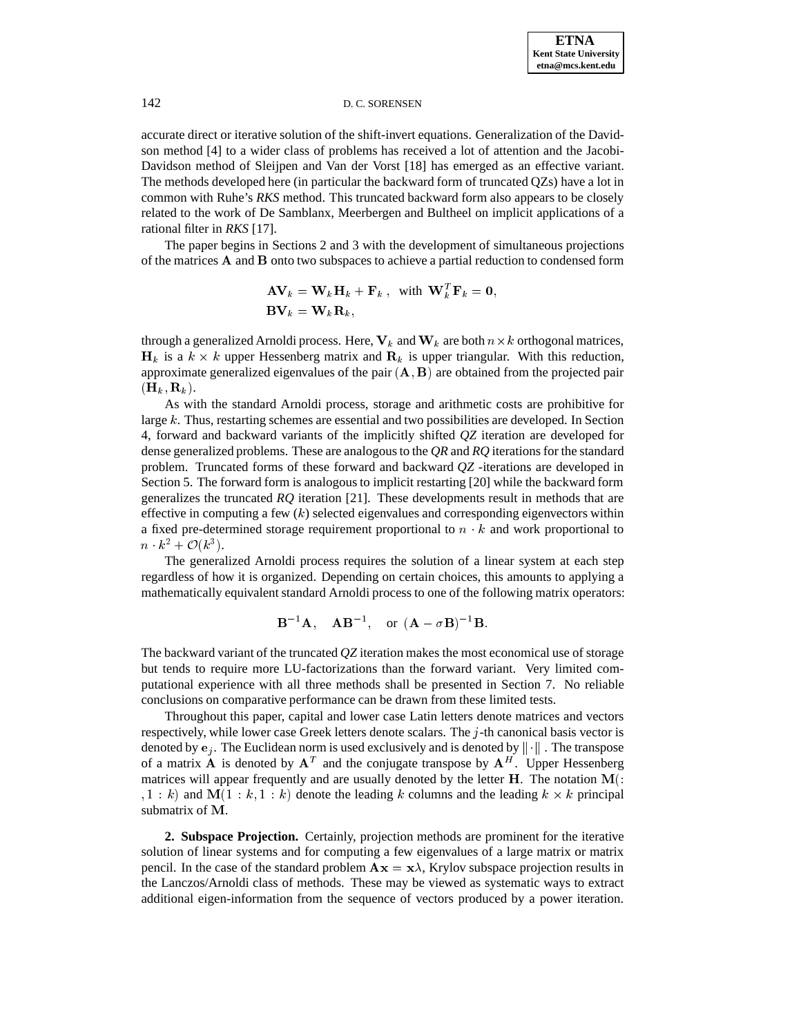accurate direct or iterative solution of the shift-invert equations. Generalization of the Davidson method [4] to a wider class of problems has received a lot of attention and the Jacobi-Davidson method of Sleijpen and Van der Vorst [18] has emerged as an effective variant. The methods developed here (in particular the backward form of truncated QZs) have a lot in common with Ruhe's *RKS* method. This truncated backward form also appears to be closely related to the work of De Samblanx, Meerbergen and Bultheel on implicit applications of a rational filter in *RKS* [17].

The paper begins in Sections 2 and 3 with the development of simultaneous projections of the matrices $\mathbf{A}$ and $\mathbf{B}$ onto two subspaces to achieve a partial reduction to condensed form

$$
\begin{aligned}
\mathbf{A}\mathbf{V}_k &= \mathbf{W}_k\mathbf{H}_k + \mathbf{F}_k\,, \;\; \text{with } \mathbf{W}_k^T\mathbf{F}_k = \mathbf{0}, \\
\mathbf{B}\mathbf{V}_k &= \mathbf{W}_k\mathbf{R}_k,
\end{aligned}
$$

through a generalized Arnoldi process. Here, $\mathbf{V}_k$ and $\mathbf{W}_k$ are both $n \times k$ orthogonal matrices, $\mathbf{H}_k$ is a $k \times k$ upper Hessenberg matrix and $\mathbf{R}_k$ is upper triangular. With this reduction, approximate generalized eigenvalues of the pair $(\mathbf{A}, \mathbf{B})$ are obtained from the projected pair $(\mathbf{H}_k, \mathbf{R}_k)$.

As with the standard Arnoldi process, storage and arithmetic costs are prohibitive for large $k$. Thus, restarting schemes are essential and two possibilities are developed. In Section 4, forward and backward variants of the implicitly shifted *QZ* iteration are developed for dense generalized problems. These are analogous to the *QR* and *RQ* iterations for the standard problem. Truncated forms of these forward and backward *QZ* -iterations are developed in Section 5. The forward form is analogous to implicit restarting [20] while the backward form generalizes the truncated *RQ* iteration [21]. These developments result in methods that are effective in computing a few $(k)$ selected eigenvalues and corresponding eigenvectors within a fixed pre-determined storage requirement proportional to $n \cdot k$ and work proportional to $n \cdot k^2 + \mathcal{O}(k^3)$.

The generalized Arnoldi process requires the solution of a linear system at each step regardless of how it is organized. Depending on certain choices, this amounts to applying a mathematically equivalent standard Arnoldi process to one of the following matrix operators:

$$
\mathbf{B}^{-1}\mathbf{A}, \quad \mathbf{A}\mathbf{B}^{-1}, \quad \text{or } (\mathbf{A} - \sigma\mathbf{B})^{-1}\mathbf{B}.
$$

The backward variant of the truncated *QZ* iteration makes the most economical use of storage but tends to require more LU-factorizations than the forward variant. Very limited computational experience with all three methods shall be presented in Section 7. No reliable conclusions on comparative performance can be drawn from these limited tests.

Throughout this paper, capital and lower case Latin letters denote matrices and vectors respectively, while lower case Greek letters denote scalars. The $j$-th canonical basis vector is denoted by $\mathbf{e}_j$. The Euclidean norm is used exclusively and is denoted by $\|\cdot\|$. The transpose of a matrix $\mathbf{A}$ is denoted by $\mathbf{A}^T$ and the conjugate transpose by $\mathbf{A}^H$. Upper Hessenberg matrices will appear frequently and are usually denoted by the letter $\mathbf{H}$. The notation $\mathbf{M}(:, 1:k)$ and $\mathbf{M}(1:k, 1:k)$ denote the leading $k$ columns and the leading $k \times k$ principal submatrix of $\mathbf{M}$.

## 2. Subspace Projection.

Certainly, projection methods are prominent for the iterative solution of linear systems and for computing a few eigenvalues of a large matrix or matrix pencil. In the case of the standard problem $\mathbf{A}\mathbf{x} = \mathbf{x}\lambda$, Krylov subspace projection results in the Lanczos/Arnoldi class of methods. These may be viewed as systematic ways to extract additional eigen-information from the sequence of vectors produced by a power iteration.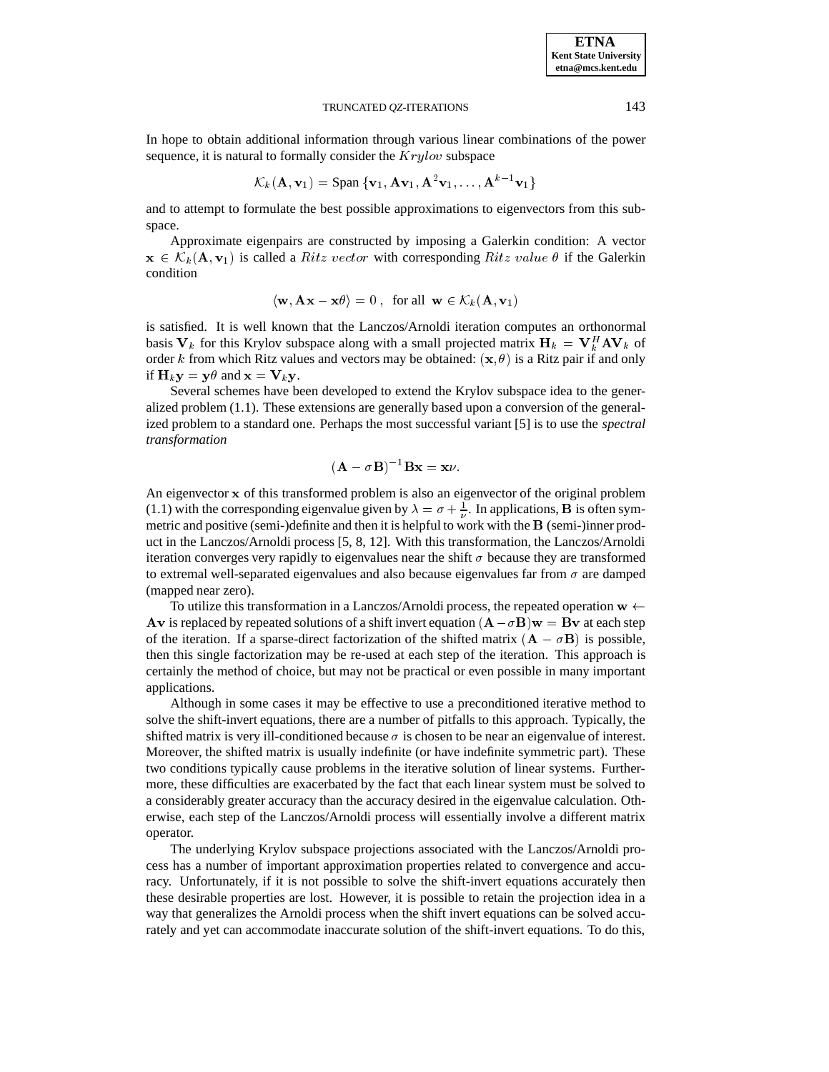In hope to obtain additional information through various linear combinations of the power sequence, it is natural to formally consider the *Krylov* subspace

$$\mathcal{K}_k(\mathbf{A}, \mathbf{v}_1) = \text{Span}\,\{\mathbf{v}_1, \mathbf{A}\mathbf{v}_1, \mathbf{A}^2\mathbf{v}_1, \ldots, \mathbf{A}^{k-1}\mathbf{v}_1\}$$

and to attempt to formulate the best possible approximations to eigenvectors from this subspace.

Approximate eigenpairs are constructed by imposing a Galerkin condition: A vector $\mathbf{x} \in \mathcal{K}_k(\mathbf{A}, \mathbf{v}_1)$ is called a *Ritz vector* with corresponding *Ritz value* $\theta$ if the Galerkin condition

$$\langle \mathbf{w}, \mathbf{A}\mathbf{x} - \mathbf{x}\theta \rangle = 0\,, \ \text{ for all } \mathbf{w} \in \mathcal{K}_k(\mathbf{A}, \mathbf{v}_1)$$

is satisfied. It is well known that the Lanczos/Arnoldi iteration computes an orthonormal basis $\mathbf{V}_k$ for this Krylov subspace along with a small projected matrix $\mathbf{H}_k = \mathbf{V}_k^H \mathbf{A} \mathbf{V}_k$ of order $k$ from which Ritz values and vectors may be obtained: $(\mathbf{x}, \theta)$ is a Ritz pair if and only if $\mathbf{H}_k \mathbf{y} = \mathbf{y}\theta$ and $\mathbf{x} = \mathbf{V}_k \mathbf{y}$.

Several schemes have been developed to extend the Krylov subspace idea to the generalized problem (1.1). These extensions are generally based upon a conversion of the generalized problem to a standard one. Perhaps the most successful variant [5] is to use the *spectral transformation*

$$(\mathbf{A} - \sigma\mathbf{B})^{-1}\mathbf{B}\mathbf{x} = \mathbf{x}\nu.$$

An eigenvector $\mathbf{x}$ of this transformed problem is also an eigenvector of the original problem (1.1) with the corresponding eigenvalue given by $\lambda = \sigma + \frac{1}{\nu}$. In applications, $\mathbf{B}$ is often symmetric and positive (semi-)definite and then it is helpful to work with the $\mathbf{B}$ (semi-)inner product in the Lanczos/Arnoldi process [5, 8, 12]. With this transformation, the Lanczos/Arnoldi iteration converges very rapidly to eigenvalues near the shift $\sigma$ because they are transformed to extremal well-separated eigenvalues and also because eigenvalues far from $\sigma$ are damped (mapped near zero).

To utilize this transformation in a Lanczos/Arnoldi process, the repeated operation $\mathbf{w} \leftarrow \mathbf{A}\mathbf{v}$ is replaced by repeated solutions of a shift invert equation $(\mathbf{A} - \sigma\mathbf{B})\mathbf{w} = \mathbf{B}\mathbf{v}$ at each step of the iteration. If a sparse-direct factorization of the shifted matrix $(\mathbf{A} - \sigma\mathbf{B})$ is possible, then this single factorization may be re-used at each step of the iteration. This approach is certainly the method of choice, but may not be practical or even possible in many important applications.

Although in some cases it may be effective to use a preconditioned iterative method to solve the shift-invert equations, there are a number of pitfalls to this approach. Typically, the shifted matrix is very ill-conditioned because $\sigma$ is chosen to be near an eigenvalue of interest. Moreover, the shifted matrix is usually indefinite (or have indefinite symmetric part). These two conditions typically cause problems in the iterative solution of linear systems. Furthermore, these difficulties are exacerbated by the fact that each linear system must be solved to a considerably greater accuracy than the accuracy desired in the eigenvalue calculation. Otherwise, each step of the Lanczos/Arnoldi process will essentially involve a different matrix operator.

The underlying Krylov subspace projections associated with the Lanczos/Arnoldi process has a number of important approximation properties related to convergence and accuracy. Unfortunately, if it is not possible to solve the shift-invert equations accurately then these desirable properties are lost. However, it is possible to retain the projection idea in a way that generalizes the Arnoldi process when the shift invert equations can be solved accurately and yet can accommodate inaccurate solution of the shift-invert equations. To do this,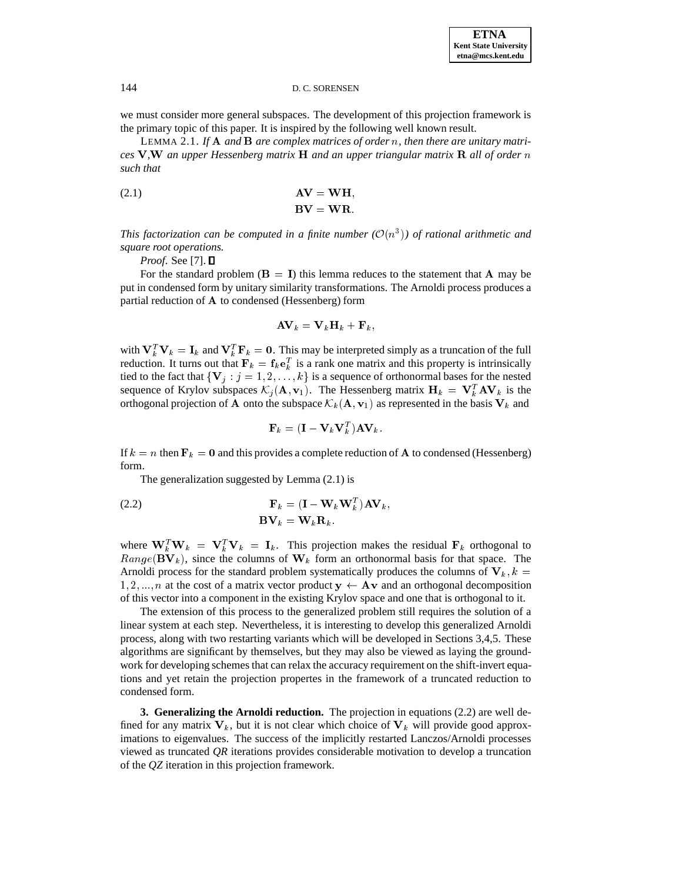we must consider more general subspaces. The development of this projection framework is the primary topic of this paper. It is inspired by the following well known result.

LEMMA 2.1. *If* $\mathbf{A}$ *and* $\mathbf{B}$ *are complex matrices of order* $n$, *then there are unitary matrices* $\mathbf{V}$,$\mathbf{W}$ *an upper Hessenberg matrix* $\mathbf{H}$ *and an upper triangular matrix* $\mathbf{R}$ *all of order* $n$ *such that*

$$\mathbf{AV} = \mathbf{WH}, \qquad (2.1)$$
$$\mathbf{BV} = \mathbf{WR}.$$

*This factorization can be computed in a finite number* ($\mathcal{O}(n^3)$) *of rational arithmetic and square root operations.*

*Proof*. See [7]. ◻

For the standard problem ($\mathbf{B} = \mathbf{I}$) this lemma reduces to the statement that $\mathbf{A}$ may be put in condensed form by unitary similarity transformations. The Arnoldi process produces a partial reduction of $\mathbf{A}$ to condensed (Hessenberg) form

$$\mathbf{AV}_k = \mathbf{V}_k\mathbf{H}_k + \mathbf{F}_k,$$

with $\mathbf{V}_k^T\mathbf{V}_k = \mathbf{I}_k$ and $\mathbf{V}_k^T\mathbf{F}_k = \mathbf{0}$. This may be interpreted simply as a truncation of the full reduction. It turns out that $\mathbf{F}_k = \mathbf{f}_k\mathbf{e}_k^T$ is a rank one matrix and this property is intrinsically tied to the fact that $\{\mathbf{V}_j : j = 1, 2, \ldots, k\}$ is a sequence of orthonormal bases for the nested sequence of Krylov subspaces $\mathcal{K}_j(\mathbf{A}, \mathbf{v}_1)$. The Hessenberg matrix $\mathbf{H}_k = \mathbf{V}_k^T\mathbf{AV}_k$ is the orthogonal projection of $\mathbf{A}$ onto the subspace $\mathcal{K}_k(\mathbf{A}, \mathbf{v}_1)$ as represented in the basis $\mathbf{V}_k$ and

$$\mathbf{F}_k = (\mathbf{I} - \mathbf{V}_k\mathbf{V}_k^T)\mathbf{AV}_k.$$

If $k = n$ then $\mathbf{F}_k = \mathbf{0}$ and this provides a complete reduction of $\mathbf{A}$ to condensed (Hessenberg) form.

The generalization suggested by Lemma (2.1) is

$$\mathbf{F}_k = (\mathbf{I} - \mathbf{W}_k\mathbf{W}_k^T)\mathbf{AV}_k, \qquad (2.2)$$
$$\mathbf{BV}_k = \mathbf{W}_k\mathbf{R}_k.$$

where $\mathbf{W}_k^T\mathbf{W}_k = \mathbf{V}_k^T\mathbf{V}_k = \mathbf{I}_k$. This projection makes the residual $\mathbf{F}_k$ orthogonal to $Range(\mathbf{BV}_k)$, since the columns of $\mathbf{W}_k$ form an orthonormal basis for that space. The Arnoldi process for the standard problem systematically produces the columns of $\mathbf{V}_k, k = 1, 2, ..., n$ at the cost of a matrix vector product $\mathbf{y} \leftarrow \mathbf{Av}$ and an orthogonal decomposition of this vector into a component in the existing Krylov space and one that is orthogonal to it.

The extension of this process to the generalized problem still requires the solution of a linear system at each step. Nevertheless, it is interesting to develop this generalized Arnoldi process, along with two restarting variants which will be developed in Sections 3,4,5. These algorithms are significant by themselves, but they may also be viewed as laying the groundwork for developing schemes that can relax the accuracy requirement on the shift-invert equations and yet retain the projection propertes in the framework of a truncated reduction to condensed form.

**3. Generalizing the Arnoldi reduction.** The projection in equations (2.2) are well defined for any matrix $\mathbf{V}_k$, but it is not clear which choice of $\mathbf{V}_k$ will provide good approximations to eigenvalues. The success of the implicitly restarted Lanczos/Arnoldi processes viewed as truncated *QR* iterations provides considerable motivation to develop a truncation of the *QZ* iteration in this projection framework.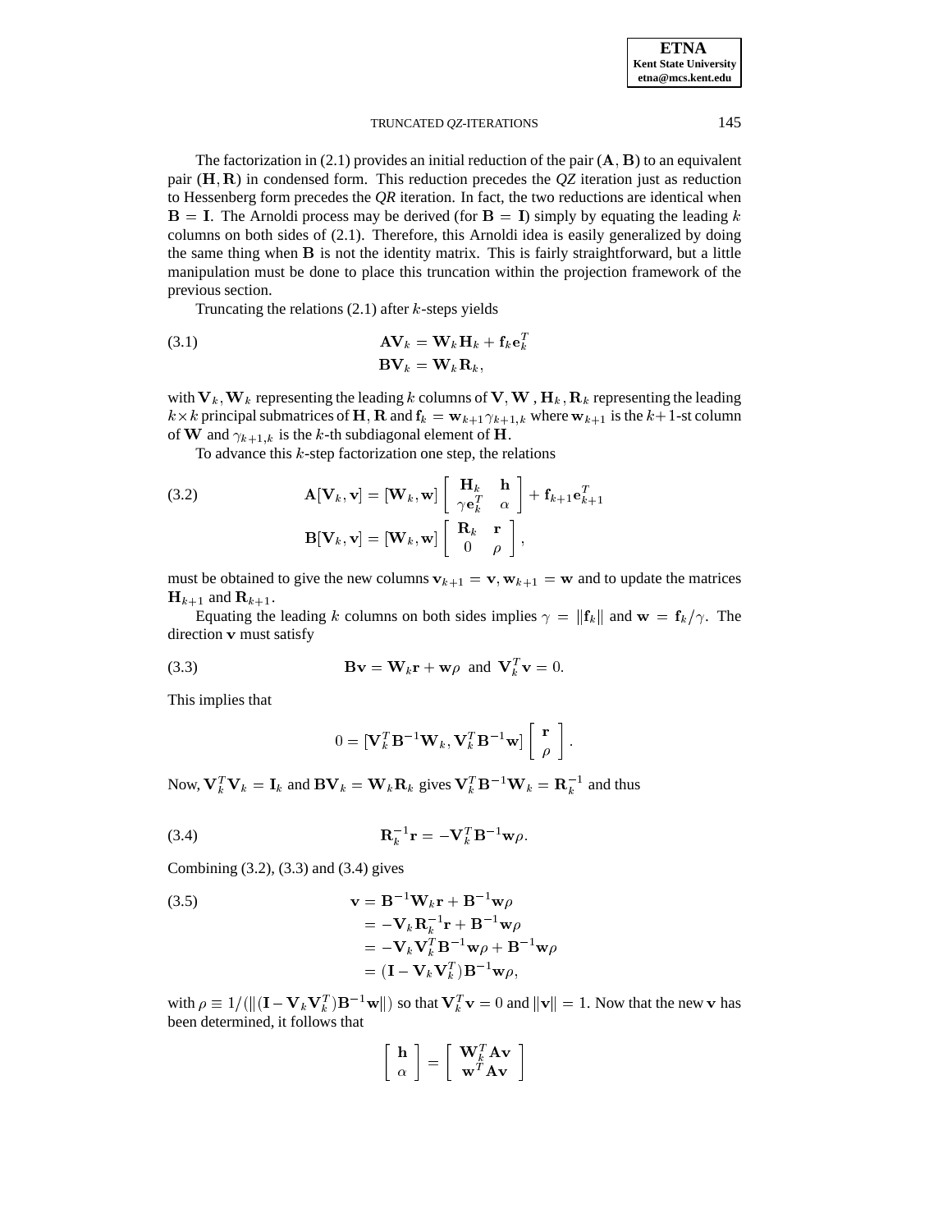The factorization in (2.1) provides an initial reduction of the pair $(\mathbf{A}, \mathbf{B})$ to an equivalent pair $(\mathbf{H}, \mathbf{R})$ in condensed form. This reduction precedes the *QZ* iteration just as reduction to Hessenberg form precedes the *QR* iteration. In fact, the two reductions are identical when $\mathbf{B} = \mathbf{I}$. The Arnoldi process may be derived (for $\mathbf{B} = \mathbf{I}$) simply by equating the leading $k$ columns on both sides of (2.1). Therefore, this Arnoldi idea is easily generalized by doing the same thing when $\mathbf{B}$ is not the identity matrix. This is fairly straightforward, but a little manipulation must be done to place this truncation within the projection framework of the previous section.

Truncating the relations (2.1) after $k$-steps yields

$$
\begin{aligned}
\mathbf{A}\mathbf{V}_k &= \mathbf{W}_k\mathbf{H}_k + \mathbf{f}_k\mathbf{e}_k^T \\
\mathbf{B}\mathbf{V}_k &= \mathbf{W}_k\mathbf{R}_k,
\end{aligned}
\tag{3.1}
$$

with $\mathbf{V}_k, \mathbf{W}_k$ representing the leading $k$ columns of $\mathbf{V}, \mathbf{W}$ , $\mathbf{H}_k, \mathbf{R}_k$ representing the leading $k \times k$ principal submatrices of $\mathbf{H}, \mathbf{R}$ and $\mathbf{f}_k = \mathbf{w}_{k+1}\gamma_{k+1,k}$ where $\mathbf{w}_{k+1}$ is the $k+1$-st column of $\mathbf{W}$ and $\gamma_{k+1,k}$ is the $k$-th subdiagonal element of $\mathbf{H}$.

To advance this $k$-step factorization one step, the relations

$$
\begin{aligned}
\mathbf{A}[\mathbf{V}_k, \mathbf{v}] &= [\mathbf{W}_k, \mathbf{w}] \begin{bmatrix} \mathbf{H}_k & \mathbf{h} \\ \gamma\mathbf{e}_k^T & \alpha \end{bmatrix} + \mathbf{f}_{k+1}\mathbf{e}_{k+1}^T \\
\mathbf{B}[\mathbf{V}_k, \mathbf{v}] &= [\mathbf{W}_k, \mathbf{w}] \begin{bmatrix} \mathbf{R}_k & \mathbf{r} \\ 0 & \rho \end{bmatrix},
\end{aligned}
\tag{3.2}
$$

must be obtained to give the new columns $\mathbf{v}_{k+1} = \mathbf{v}, \mathbf{w}_{k+1} = \mathbf{w}$ and to update the matrices $\mathbf{H}_{k+1}$ and $\mathbf{R}_{k+1}$.

Equating the leading $k$ columns on both sides implies $\gamma = \|\mathbf{f}_k\|$ and $\mathbf{w} = \mathbf{f}_k/\gamma$. The direction $\mathbf{v}$ must satisfy

$$
\mathbf{B}\mathbf{v} = \mathbf{W}_k\mathbf{r} + \mathbf{w}\rho \ \text{ and } \ \mathbf{V}_k^T\mathbf{v} = 0. \tag{3.3}
$$

This implies that

$$
0 = [\mathbf{V}_k^T\mathbf{B}^{-1}\mathbf{W}_k, \mathbf{V}_k^T\mathbf{B}^{-1}\mathbf{w}] \begin{bmatrix} \mathbf{r} \\ \rho \end{bmatrix}.
$$

Now, $\mathbf{V}_k^T\mathbf{V}_k = \mathbf{I}_k$ and $\mathbf{B}\mathbf{V}_k = \mathbf{W}_k\mathbf{R}_k$ gives $\mathbf{V}_k^T\mathbf{B}^{-1}\mathbf{W}_k = \mathbf{R}_k^{-1}$ and thus

$$
\mathbf{R}_k^{-1}\mathbf{r} = -\mathbf{V}_k^T\mathbf{B}^{-1}\mathbf{w}\rho. \tag{3.4}
$$

Combining (3.2), (3.3) and (3.4) gives

$$
\begin{aligned}
\mathbf{v} &= \mathbf{B}^{-1}\mathbf{W}_k\mathbf{r} + \mathbf{B}^{-1}\mathbf{w}\rho \\
&= -\mathbf{V}_k\mathbf{R}_k^{-1}\mathbf{r} + \mathbf{B}^{-1}\mathbf{w}\rho \\
&= -\mathbf{V}_k\mathbf{V}_k^T\mathbf{B}^{-1}\mathbf{w}\rho + \mathbf{B}^{-1}\mathbf{w}\rho \\
&= (\mathbf{I} - \mathbf{V}_k\mathbf{V}_k^T)\mathbf{B}^{-1}\mathbf{w}\rho,
\end{aligned}
\tag{3.5}
$$

with $\rho \equiv 1/(\|(\mathbf{I} - \mathbf{V}_k\mathbf{V}_k^T)\mathbf{B}^{-1}\mathbf{w}\|)$ so that $\mathbf{V}_k^T\mathbf{v} = 0$ and $\|\mathbf{v}\| = 1$. Now that the new $\mathbf{v}$ has been determined, it follows that

$$
\begin{bmatrix} \mathbf{h} \\ \alpha \end{bmatrix} = \begin{bmatrix} \mathbf{W}_k^T\mathbf{A}\mathbf{v} \\ \mathbf{w}^T\mathbf{A}\mathbf{v} \end{bmatrix}
$$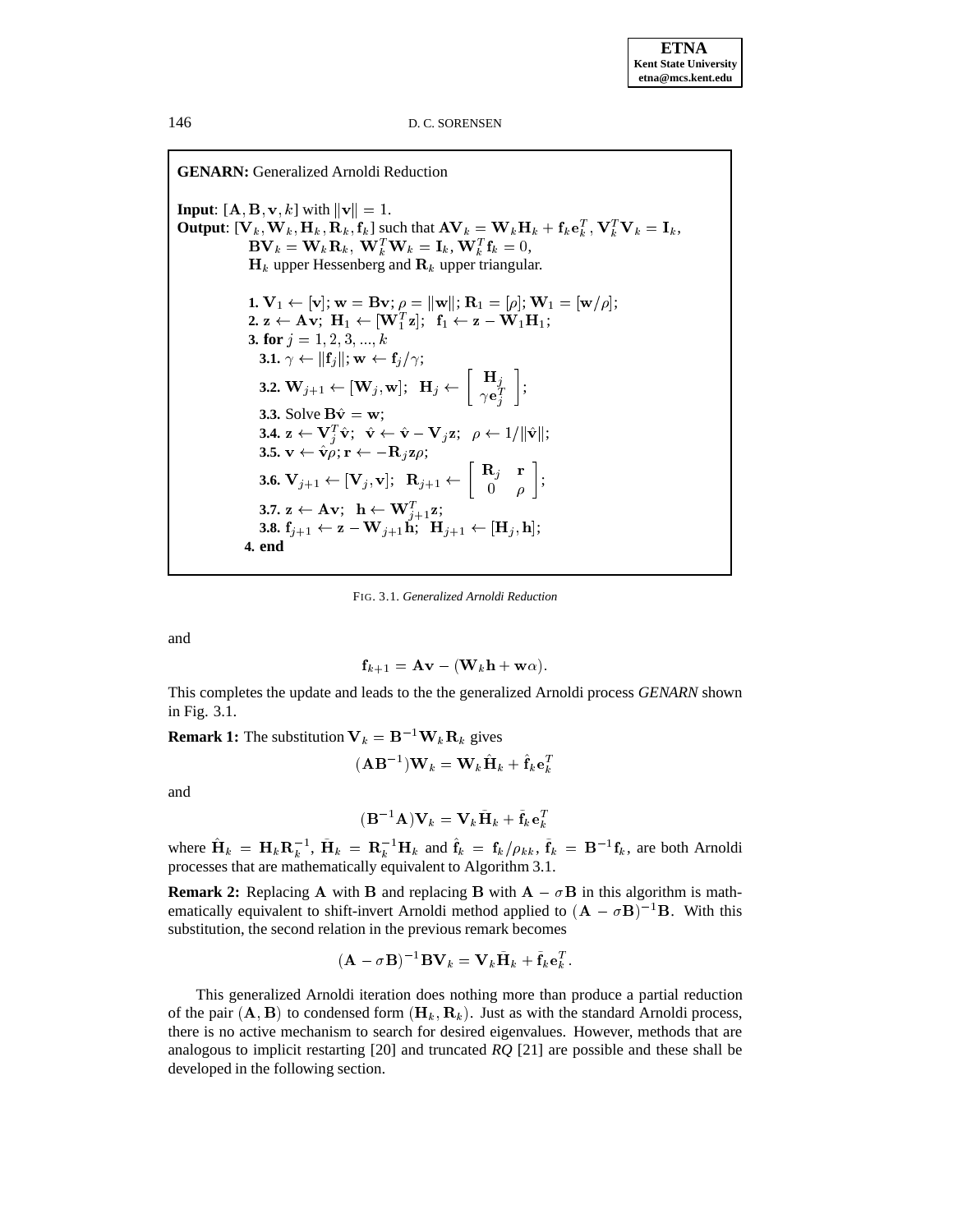**GENARN:** Generalized Arnoldi Reduction

**Input**: $[\mathbf{A}, \mathbf{B}, \mathbf{v}, k]$ with $\|\mathbf{v}\| = 1$.
**Output**: $[\mathbf{V}_k, \mathbf{W}_k, \mathbf{H}_k, \mathbf{R}_k, \mathbf{f}_k]$ such that $\mathbf{A}\mathbf{V}_k = \mathbf{W}_k\mathbf{H}_k + \mathbf{f}_k\mathbf{e}_k^T$, $\mathbf{V}_k^T\mathbf{V}_k = \mathbf{I}_k$, $\mathbf{B}\mathbf{V}_k = \mathbf{W}_k\mathbf{R}_k$, $\mathbf{W}_k^T\mathbf{W}_k = \mathbf{I}_k$, $\mathbf{W}_k^T\mathbf{f}_k = 0$, $\mathbf{H}_k$ upper Hessenberg and $\mathbf{R}_k$ upper triangular.

**1.** $\mathbf{V}_1 \leftarrow [\mathbf{v}]$; $\mathbf{w} = \mathbf{B}\mathbf{v}$; $\rho = \|\mathbf{w}\|$; $\mathbf{R}_1 = [\rho]$; $\mathbf{W}_1 = [\mathbf{w}/\rho]$;
**2.** $\mathbf{z} \leftarrow \mathbf{A}\mathbf{v}$; $\mathbf{H}_1 \leftarrow [\mathbf{W}_1^T\mathbf{z}]$; $\mathbf{f}_1 \leftarrow \mathbf{z} - \mathbf{W}_1\mathbf{H}_1$;
**3. for** $j = 1, 2, 3, ..., k$
  **3.1.** $\gamma \leftarrow \|\mathbf{f}_j\|$; $\mathbf{w} \leftarrow \mathbf{f}_j/\gamma$;
  **3.2.** $\mathbf{W}_{j+1} \leftarrow [\mathbf{W}_j, \mathbf{w}]$; $\mathbf{H}_j \leftarrow \begin{bmatrix} \mathbf{H}_j \\ \gamma\mathbf{e}_j^T \end{bmatrix}$;
  **3.3.** Solve $\mathbf{B}\hat{\mathbf{v}} = \mathbf{w}$;
  **3.4.** $\mathbf{z} \leftarrow \mathbf{V}_j^T\hat{\mathbf{v}}$; $\hat{\mathbf{v}} \leftarrow \hat{\mathbf{v}} - \mathbf{V}_j\mathbf{z}$; $\rho \leftarrow 1/\|\hat{\mathbf{v}}\|$;
  **3.5.** $\mathbf{v} \leftarrow \hat{\mathbf{v}}\rho$; $\mathbf{r} \leftarrow -\mathbf{R}_j\mathbf{z}\rho$;
  **3.6.** $\mathbf{V}_{j+1} \leftarrow [\mathbf{V}_j, \mathbf{v}]$; $\mathbf{R}_{j+1} \leftarrow \begin{bmatrix} \mathbf{R}_j & \mathbf{r} \\ 0 & \rho \end{bmatrix}$;
  **3.7.** $\mathbf{z} \leftarrow \mathbf{A}\mathbf{v}$; $\mathbf{h} \leftarrow \mathbf{W}_{j+1}^T\mathbf{z}$;
  **3.8.** $\mathbf{f}_{j+1} \leftarrow \mathbf{z} - \mathbf{W}_{j+1}\mathbf{h}$; $\mathbf{H}_{j+1} \leftarrow [\mathbf{H}_j, \mathbf{h}]$;
**4. end**

FIG. 3.1. *Generalized Arnoldi Reduction*

and

$$\mathbf{f}_{k+1} = \mathbf{A}\mathbf{v} - (\mathbf{W}_k\mathbf{h} + \mathbf{w}\alpha).$$

This completes the update and leads to the the generalized Arnoldi process *GENARN* shown in Fig. 3.1.

**Remark 1:** The substitution $\mathbf{V}_k = \mathbf{B}^{-1}\mathbf{W}_k\mathbf{R}_k$ gives

$$(\mathbf{A}\mathbf{B}^{-1})\mathbf{W}_k = \mathbf{W}_k\hat{\mathbf{H}}_k + \hat{\mathbf{f}}_k\mathbf{e}_k^T$$

and

$$(\mathbf{B}^{-1}\mathbf{A})\mathbf{V}_k = \mathbf{V}_k\bar{\mathbf{H}}_k + \bar{\mathbf{f}}_k\mathbf{e}_k^T$$

where $\hat{\mathbf{H}}_k = \mathbf{H}_k\mathbf{R}_k^{-1}$, $\bar{\mathbf{H}}_k = \mathbf{R}_k^{-1}\mathbf{H}_k$ and $\hat{\mathbf{f}}_k = \mathbf{f}_k/\rho_{kk}$, $\bar{\mathbf{f}}_k = \mathbf{B}^{-1}\mathbf{f}_k$, are both Arnoldi processes that are mathematically equivalent to Algorithm 3.1.

**Remark 2:** Replacing $\mathbf{A}$ with $\mathbf{B}$ and replacing $\mathbf{B}$ with $\mathbf{A} - \sigma\mathbf{B}$ in this algorithm is mathematically equivalent to shift-invert Arnoldi method applied to $(\mathbf{A} - \sigma\mathbf{B})^{-1}\mathbf{B}$. With this substitution, the second relation in the previous remark becomes

$$(\mathbf{A} - \sigma\mathbf{B})^{-1}\mathbf{B}\mathbf{V}_k = \mathbf{V}_k\bar{\mathbf{H}}_k + \bar{\mathbf{f}}_k\mathbf{e}_k^T.$$

This generalized Arnoldi iteration does nothing more than produce a partial reduction of the pair $(\mathbf{A}, \mathbf{B})$ to condensed form $(\mathbf{H}_k, \mathbf{R}_k)$. Just as with the standard Arnoldi process, there is no active mechanism to search for desired eigenvalues. However, methods that are analogous to implicit restarting [20] and truncated *RQ* [21] are possible and these shall be developed in the following section.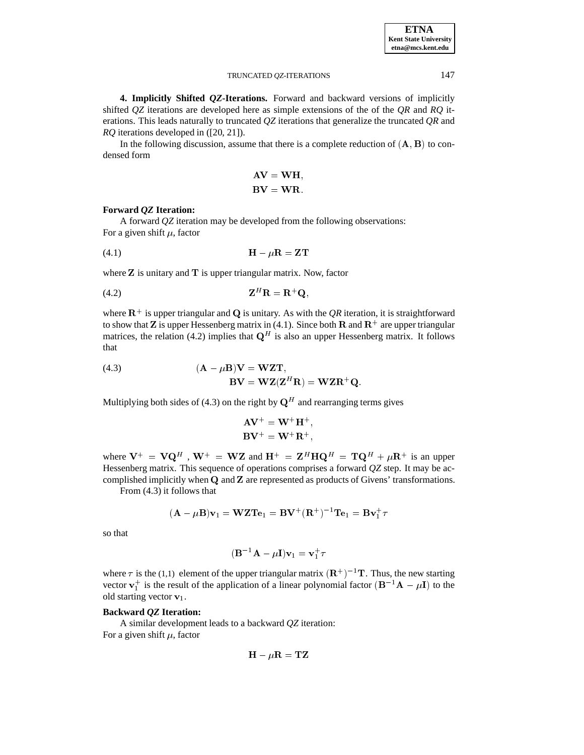**4. Implicitly Shifted *QZ*-Iterations.** Forward and backward versions of implicitly shifted *QZ* iterations are developed here as simple extensions of the of the *QR* and *RQ* iterations. This leads naturally to truncated *QZ* iterations that generalize the truncated *QR* and *RQ* iterations developed in ([20, 21]).

In the following discussion, assume that there is a complete reduction of $(\mathbf{A}, \mathbf{B})$ to condensed form

$$
\begin{aligned}
\mathbf{AV} &= \mathbf{WH}, \\
\mathbf{BV} &= \mathbf{WR}.
\end{aligned}
$$

**Forward *QZ* Iteration:**

A forward *QZ* iteration may be developed from the following observations:
For a given shift $\mu$, factor

$$
\mathbf{H} - \mu\mathbf{R} = \mathbf{ZT} \tag{4.1}
$$

where $\mathbf{Z}$ is unitary and $\mathbf{T}$ is upper triangular matrix. Now, factor

$$
\mathbf{Z}^H\mathbf{R} = \mathbf{R}^+\mathbf{Q}, \tag{4.2}
$$

where $\mathbf{R}^+$ is upper triangular and $\mathbf{Q}$ is unitary. As with the *QR* iteration, it is straightforward to show that $\mathbf{Z}$ is upper Hessenberg matrix in (4.1). Since both $\mathbf{R}$ and $\mathbf{R}^+$ are upper triangular matrices, the relation (4.2) implies that $\mathbf{Q}^H$ is also an upper Hessenberg matrix. It follows that

$$
\begin{aligned}
(\mathbf{A} - \mu\mathbf{B})\mathbf{V} &= \mathbf{WZT}, \\
\mathbf{BV} &= \mathbf{WZ}(\mathbf{Z}^H\mathbf{R}) = \mathbf{WZR}^+\mathbf{Q}.
\end{aligned} \tag{4.3}
$$

Multiplying both sides of (4.3) on the right by $\mathbf{Q}^H$ and rearranging terms gives

$$
\begin{aligned}
\mathbf{AV}^+ &= \mathbf{W}^+\mathbf{H}^+, \\
\mathbf{BV}^+ &= \mathbf{W}^+\mathbf{R}^+,
\end{aligned}
$$

where $\mathbf{V}^+ = \mathbf{VQ}^H$ , $\mathbf{W}^+ = \mathbf{WZ}$ and $\mathbf{H}^+ = \mathbf{Z}^H\mathbf{HQ}^H = \mathbf{TQ}^H + \mu\mathbf{R}^+$ is an upper Hessenberg matrix. This sequence of operations comprises a forward *QZ* step. It may be accomplished implicitly when $\mathbf{Q}$ and $\mathbf{Z}$ are represented as products of Givens' transformations.

From (4.3) it follows that

$$
(\mathbf{A} - \mu\mathbf{B})\mathbf{v}_1 = \mathbf{WZTe}_1 = \mathbf{BV}^+(\mathbf{R}^+)^{-1}\mathbf{Te}_1 = \mathbf{Bv}_1^+\tau
$$

so that

$$
(\mathbf{B}^{-1}\mathbf{A} - \mu\mathbf{I})\mathbf{v}_1 = \mathbf{v}_1^+\tau
$$

where $\tau$ is the (1,1) element of the upper triangular matrix $(\mathbf{R}^+)^{-1}\mathbf{T}$. Thus, the new starting vector $\mathbf{v}_1^+$ is the result of the application of a linear polynomial factor $(\mathbf{B}^{-1}\mathbf{A} - \mu\mathbf{I})$ to the old starting vector $\mathbf{v}_1$.

**Backward *QZ* Iteration:**

A similar development leads to a backward *QZ* iteration:
For a given shift $\mu$, factor

$$
\mathbf{H} - \mu\mathbf{R} = \mathbf{TZ}
$$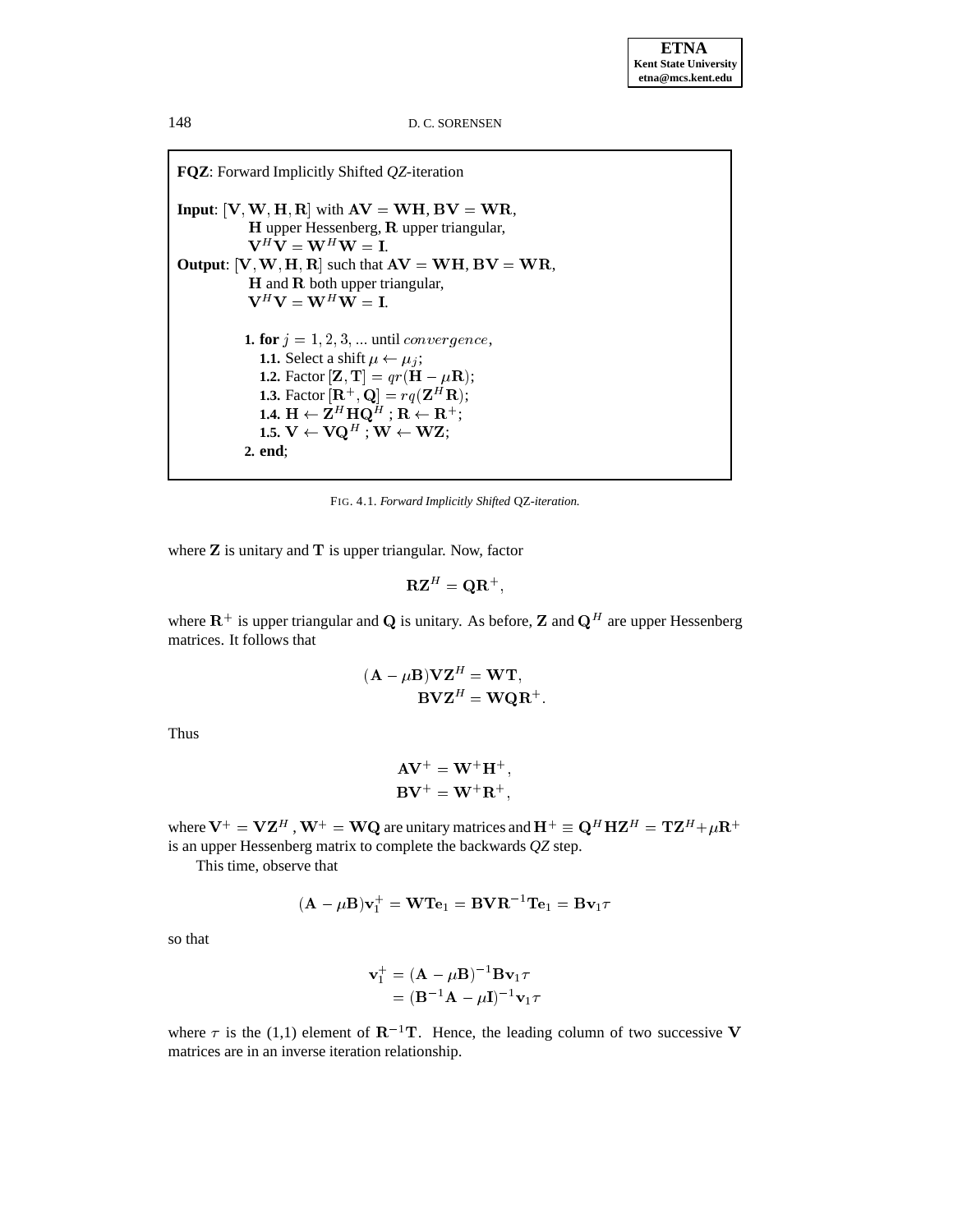**FQZ**: Forward Implicitly Shifted *QZ*-iteration

**Input**: $[\mathbf{V}, \mathbf{W}, \mathbf{H}, \mathbf{R}]$ with $\mathbf{AV} = \mathbf{WH}$, $\mathbf{BV} = \mathbf{WR}$,
$\mathbf{H}$ upper Hessenberg, $\mathbf{R}$ upper triangular,
$\mathbf{V}^H\mathbf{V} = \mathbf{W}^H\mathbf{W} = \mathbf{I}$.

**Output**: $[\mathbf{V}, \mathbf{W}, \mathbf{H}, \mathbf{R}]$ such that $\mathbf{AV} = \mathbf{WH}$, $\mathbf{BV} = \mathbf{WR}$,
$\mathbf{H}$ and $\mathbf{R}$ both upper triangular,
$\mathbf{V}^H\mathbf{V} = \mathbf{W}^H\mathbf{W} = \mathbf{I}$.

**1.** **for** $j = 1, 2, 3, \ldots$ until $convergence$,
  **1.1.** Select a shift $\mu \leftarrow \mu_j$;
  **1.2.** Factor $[\mathbf{Z}, \mathbf{T}] = qr(\mathbf{H} - \mu\mathbf{R})$;
  **1.3.** Factor $[\mathbf{R}^+, \mathbf{Q}] = rq(\mathbf{Z}^H\mathbf{R})$;
  **1.4.** $\mathbf{H} \leftarrow \mathbf{Z}^H\mathbf{H}\mathbf{Q}^H$ ; $\mathbf{R} \leftarrow \mathbf{R}^+$;
  **1.5.** $\mathbf{V} \leftarrow \mathbf{V}\mathbf{Q}^H$ ; $\mathbf{W} \leftarrow \mathbf{W}\mathbf{Z}$;
**2.** **end**;

FIG. 4.1. *Forward Implicitly Shifted QZ-iteration.*

where $\mathbf{Z}$ is unitary and $\mathbf{T}$ is upper triangular. Now, factor

$$\mathbf{R}\mathbf{Z}^H = \mathbf{Q}\mathbf{R}^+,$$

where $\mathbf{R}^+$ is upper triangular and $\mathbf{Q}$ is unitary. As before, $\mathbf{Z}$ and $\mathbf{Q}^H$ are upper Hessenberg matrices. It follows that

$$\begin{aligned}(\mathbf{A} - \mu\mathbf{B})\mathbf{V}\mathbf{Z}^H &= \mathbf{W}\mathbf{T},\\ \mathbf{B}\mathbf{V}\mathbf{Z}^H &= \mathbf{W}\mathbf{Q}\mathbf{R}^+.\end{aligned}$$

Thus

$$\begin{aligned}\mathbf{A}\mathbf{V}^+ &= \mathbf{W}^+\mathbf{H}^+,\\ \mathbf{B}\mathbf{V}^+ &= \mathbf{W}^+\mathbf{R}^+,\end{aligned}$$

where $\mathbf{V}^+ = \mathbf{V}\mathbf{Z}^H$, $\mathbf{W}^+ = \mathbf{W}\mathbf{Q}$ are unitary matrices and $\mathbf{H}^+ \equiv \mathbf{Q}^H\mathbf{H}\mathbf{Z}^H = \mathbf{T}\mathbf{Z}^H + \mu\mathbf{R}^+$ is an upper Hessenberg matrix to complete the backwards *QZ* step.

This time, observe that

$$(\mathbf{A} - \mu\mathbf{B})\mathbf{v}_1^+ = \mathbf{W}\mathbf{T}\mathbf{e}_1 = \mathbf{B}\mathbf{V}\mathbf{R}^{-1}\mathbf{T}\mathbf{e}_1 = \mathbf{B}\mathbf{v}_1\tau$$

so that

$$\begin{aligned}\mathbf{v}_1^+ &= (\mathbf{A} - \mu\mathbf{B})^{-1}\mathbf{B}\mathbf{v}_1\tau\\ &= (\mathbf{B}^{-1}\mathbf{A} - \mu\mathbf{I})^{-1}\mathbf{v}_1\tau\end{aligned}$$

where $\tau$ is the (1,1) element of $\mathbf{R}^{-1}\mathbf{T}$. Hence, the leading column of two successive $\mathbf{V}$ matrices are in an inverse iteration relationship.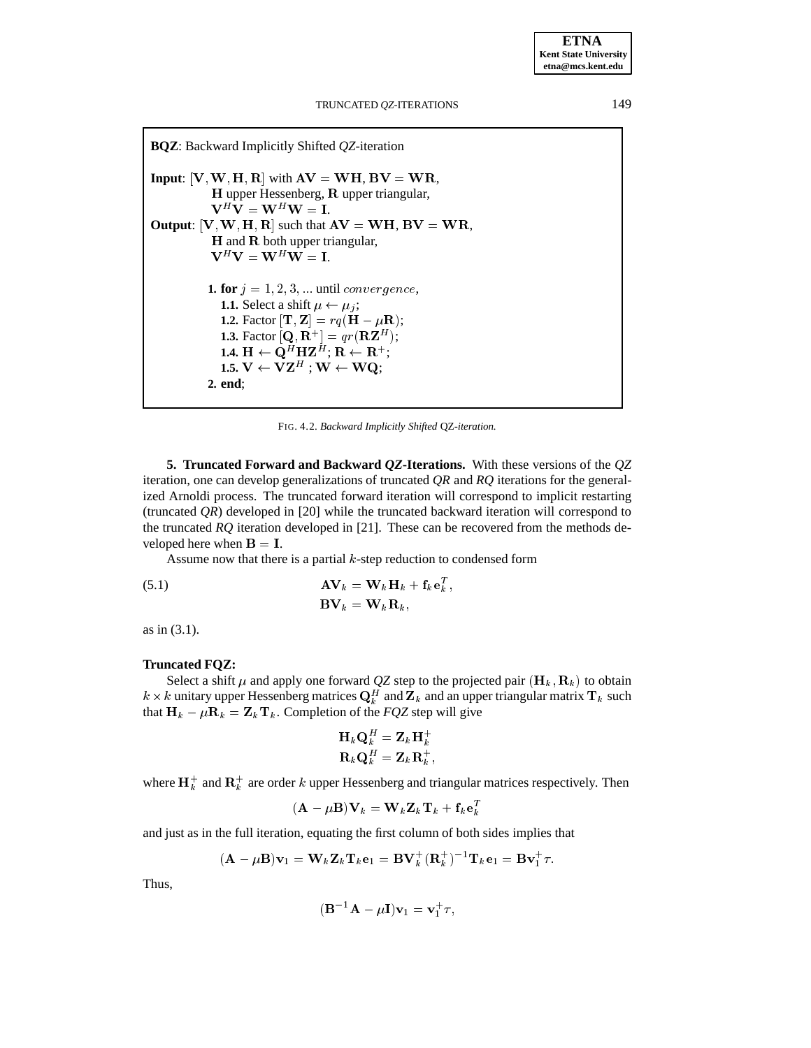**BQZ**: Backward Implicitly Shifted *QZ*-iteration

**Input**: $[\mathbf{V}, \mathbf{W}, \mathbf{H}, \mathbf{R}]$ with $\mathbf{AV} = \mathbf{WH}$, $\mathbf{BV} = \mathbf{WR}$,
$\mathbf{H}$ upper Hessenberg, $\mathbf{R}$ upper triangular,
$\mathbf{V}^H\mathbf{V} = \mathbf{W}^H\mathbf{W} = \mathbf{I}$.

**Output**: $[\mathbf{V}, \mathbf{W}, \mathbf{H}, \mathbf{R}]$ such that $\mathbf{AV} = \mathbf{WH}$, $\mathbf{BV} = \mathbf{WR}$,
$\mathbf{H}$ and $\mathbf{R}$ both upper triangular,
$\mathbf{V}^H\mathbf{V} = \mathbf{W}^H\mathbf{W} = \mathbf{I}$.

**1. for** $j = 1, 2, 3, ...$ until $convergence$,
 **1.1.** Select a shift $\mu \leftarrow \mu_j$;
 **1.2.** Factor $[\mathbf{T}, \mathbf{Z}] = rq(\mathbf{H} - \mu\mathbf{R})$;
 **1.3.** Factor $[\mathbf{Q}, \mathbf{R}^+] = qr(\mathbf{R}\mathbf{Z}^H)$;
 **1.4.** $\mathbf{H} \leftarrow \mathbf{Q}^H\mathbf{H}\mathbf{Z}^H$; $\mathbf{R} \leftarrow \mathbf{R}^+$;
 **1.5.** $\mathbf{V} \leftarrow \mathbf{V}\mathbf{Z}^H$ ; $\mathbf{W} \leftarrow \mathbf{W}\mathbf{Q}$;
**2. end**;

FIG. 4.2. *Backward Implicitly Shifted* QZ*-iteration.*

## 5. Truncated Forward and Backward *QZ*-Iterations.

With these versions of the *QZ* iteration, one can develop generalizations of truncated *QR* and *RQ* iterations for the generalized Arnoldi process. The truncated forward iteration will correspond to implicit restarting (truncated *QR*) developed in [20] while the truncated backward iteration will correspond to the truncated *RQ* iteration developed in [21]. These can be recovered from the methods developed here when $\mathbf{B} = \mathbf{I}$.

Assume now that there is a partial $k$-step reduction to condensed form

$$
\begin{aligned}
\mathbf{A}\mathbf{V}_k &= \mathbf{W}_k\mathbf{H}_k + \mathbf{f}_k\mathbf{e}_k^T, \\
\mathbf{B}\mathbf{V}_k &= \mathbf{W}_k\mathbf{R}_k,
\end{aligned}
\tag{5.1}
$$

as in (3.1).

**Truncated FQZ:**

Select a shift $\mu$ and apply one forward *QZ* step to the projected pair $(\mathbf{H}_k, \mathbf{R}_k)$ to obtain $k \times k$ unitary upper Hessenberg matrices $\mathbf{Q}_k^H$ and $\mathbf{Z}_k$ and an upper triangular matrix $\mathbf{T}_k$ such that $\mathbf{H}_k - \mu\mathbf{R}_k = \mathbf{Z}_k\mathbf{T}_k$. Completion of the *FQZ* step will give

$$
\begin{aligned}
\mathbf{H}_k\mathbf{Q}_k^H &= \mathbf{Z}_k\mathbf{H}_k^+ \\
\mathbf{R}_k\mathbf{Q}_k^H &= \mathbf{Z}_k\mathbf{R}_k^+,
\end{aligned}
$$

where $\mathbf{H}_k^+$ and $\mathbf{R}_k^+$ are order $k$ upper Hessenberg and triangular matrices respectively. Then

$$
(\mathbf{A} - \mu\mathbf{B})\mathbf{V}_k = \mathbf{W}_k\mathbf{Z}_k\mathbf{T}_k + \mathbf{f}_k\mathbf{e}_k^T
$$

and just as in the full iteration, equating the first column of both sides implies that

$$
(\mathbf{A} - \mu\mathbf{B})\mathbf{v}_1 = \mathbf{W}_k\mathbf{Z}_k\mathbf{T}_k\mathbf{e}_1 = \mathbf{B}\mathbf{V}_k^+(\mathbf{R}_k^+)^{-1}\mathbf{T}_k\mathbf{e}_1 = \mathbf{B}\mathbf{v}_1^+\tau.
$$

Thus,

$$
(\mathbf{B}^{-1}\mathbf{A} - \mu\mathbf{I})\mathbf{v}_1 = \mathbf{v}_1^+\tau,
$$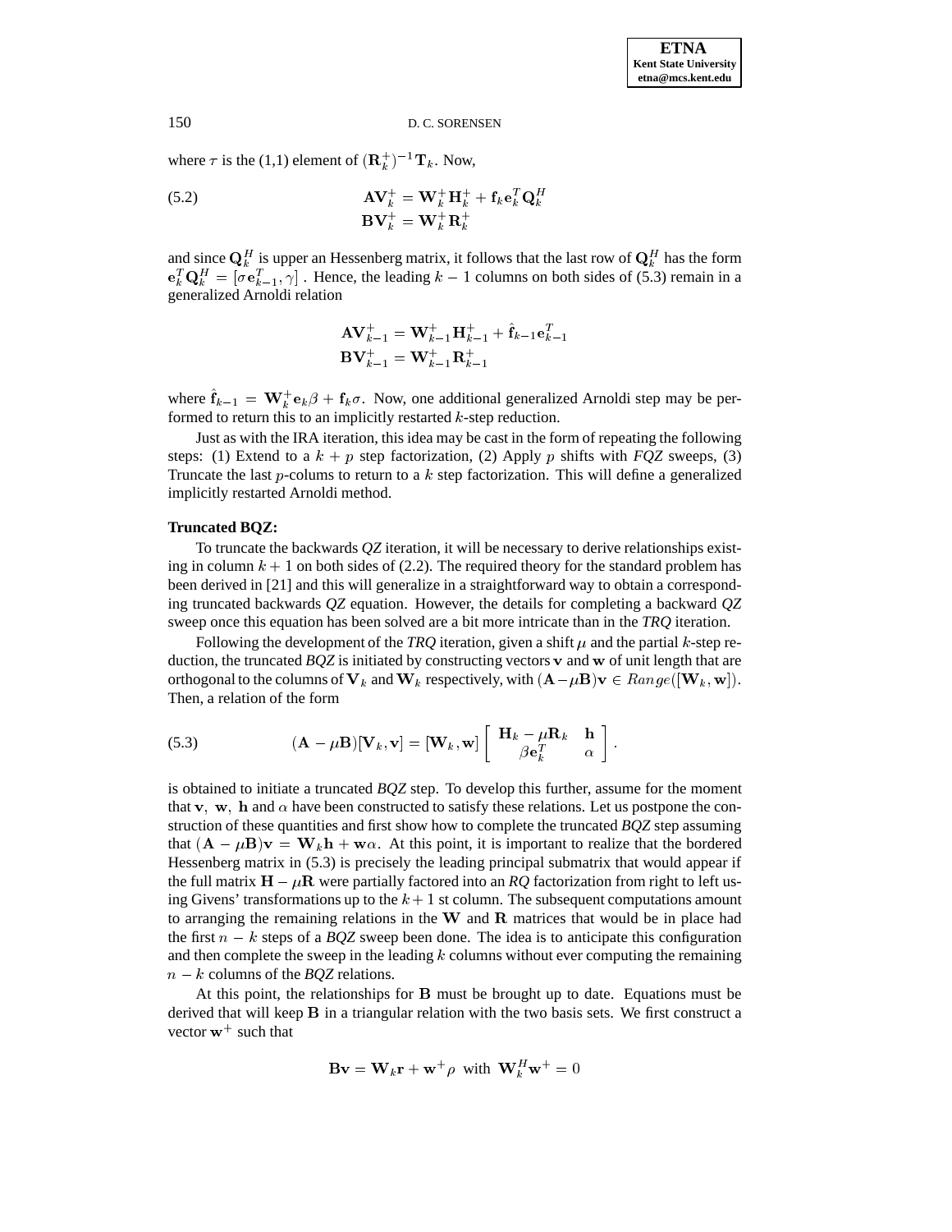where $\tau$ is the (1,1) element of $(\mathbf{R}_k^+)^{-1}\mathbf{T}_k$. Now,

$$
\begin{aligned}
\mathbf{A}\mathbf{V}_k^+ &= \mathbf{W}_k^+\mathbf{H}_k^+ + \mathbf{f}_k\mathbf{e}_k^T\mathbf{Q}_k^H \\
\mathbf{B}\mathbf{V}_k^+ &= \mathbf{W}_k^+\mathbf{R}_k^+
\end{aligned}
\tag{5.2}
$$

and since $\mathbf{Q}_k^H$ is upper an Hessenberg matrix, it follows that the last row of $\mathbf{Q}_k^H$ has the form $\mathbf{e}_k^T\mathbf{Q}_k^H = [\sigma\mathbf{e}_{k-1}^T, \gamma]$ . Hence, the leading $k-1$ columns on both sides of (5.3) remain in a generalized Arnoldi relation

$$
\begin{aligned}
\mathbf{A}\mathbf{V}_{k-1}^+ &= \mathbf{W}_{k-1}^+\mathbf{H}_{k-1}^+ + \hat{\mathbf{f}}_{k-1}\mathbf{e}_{k-1}^T \\
\mathbf{B}\mathbf{V}_{k-1}^+ &= \mathbf{W}_{k-1}^+\mathbf{R}_{k-1}^+
\end{aligned}
$$

where $\hat{\mathbf{f}}_{k-1} = \mathbf{W}_k^+\mathbf{e}_k\beta + \mathbf{f}_k\sigma$. Now, one additional generalized Arnoldi step may be performed to return this to an implicitly restarted $k$-step reduction.

Just as with the IRA iteration, this idea may be cast in the form of repeating the following steps: (1) Extend to a $k+p$ step factorization, (2) Apply $p$ shifts with *FQZ* sweeps, (3) Truncate the last $p$-colums to return to a $k$ step factorization. This will define a generalized implicitly restarted Arnoldi method.

**Truncated BQZ:**

To truncate the backwards *QZ* iteration, it will be necessary to derive relationships existing in column $k+1$ on both sides of (2.2). The required theory for the standard problem has been derived in [21] and this will generalize in a straightforward way to obtain a corresponding truncated backwards *QZ* equation. However, the details for completing a backward *QZ* sweep once this equation has been solved are a bit more intricate than in the *TRQ* iteration.

Following the development of the *TRQ* iteration, given a shift $\mu$ and the partial $k$-step reduction, the truncated *BQZ* is initiated by constructing vectors $\mathbf{v}$ and $\mathbf{w}$ of unit length that are orthogonal to the columns of $\mathbf{V}_k$ and $\mathbf{W}_k$ respectively, with $(\mathbf{A}-\mu\mathbf{B})\mathbf{v} \in Range([\mathbf{W}_k, \mathbf{w}])$. Then, a relation of the form

$$
(\mathbf{A} - \mu\mathbf{B})[\mathbf{V}_k, \mathbf{v}] = [\mathbf{W}_k, \mathbf{w}] \begin{bmatrix} \mathbf{H}_k - \mu\mathbf{R}_k & \mathbf{h} \\ \beta\mathbf{e}_k^T & \alpha \end{bmatrix}.
\tag{5.3}
$$

is obtained to initiate a truncated *BQZ* step. To develop this further, assume for the moment that $\mathbf{v}$, $\mathbf{w}$, $\mathbf{h}$ and $\alpha$ have been constructed to satisfy these relations. Let us postpone the construction of these quantities and first show how to complete the truncated *BQZ* step assuming that $(\mathbf{A} - \mu\mathbf{B})\mathbf{v} = \mathbf{W}_k\mathbf{h} + \mathbf{w}\alpha$. At this point, it is important to realize that the bordered Hessenberg matrix in (5.3) is precisely the leading principal submatrix that would appear if the full matrix $\mathbf{H} - \mu\mathbf{R}$ were partially factored into an *RQ* factorization from right to left using Givens' transformations up to the $k+1$ st column. The subsequent computations amount to arranging the remaining relations in the $\mathbf{W}$ and $\mathbf{R}$ matrices that would be in place had the first $n-k$ steps of a *BQZ* sweep been done. The idea is to anticipate this configuration and then complete the sweep in the leading $k$ columns without ever computing the remaining $n-k$ columns of the *BQZ* relations.

At this point, the relationships for $\mathbf{B}$ must be brought up to date. Equations must be derived that will keep $\mathbf{B}$ in a triangular relation with the two basis sets. We first construct a vector $\mathbf{w}^+$ such that

$$
\mathbf{B}\mathbf{v} = \mathbf{W}_k\mathbf{r} + \mathbf{w}^+\rho \;\text{ with }\; \mathbf{W}_k^H\mathbf{w}^+ = 0
$$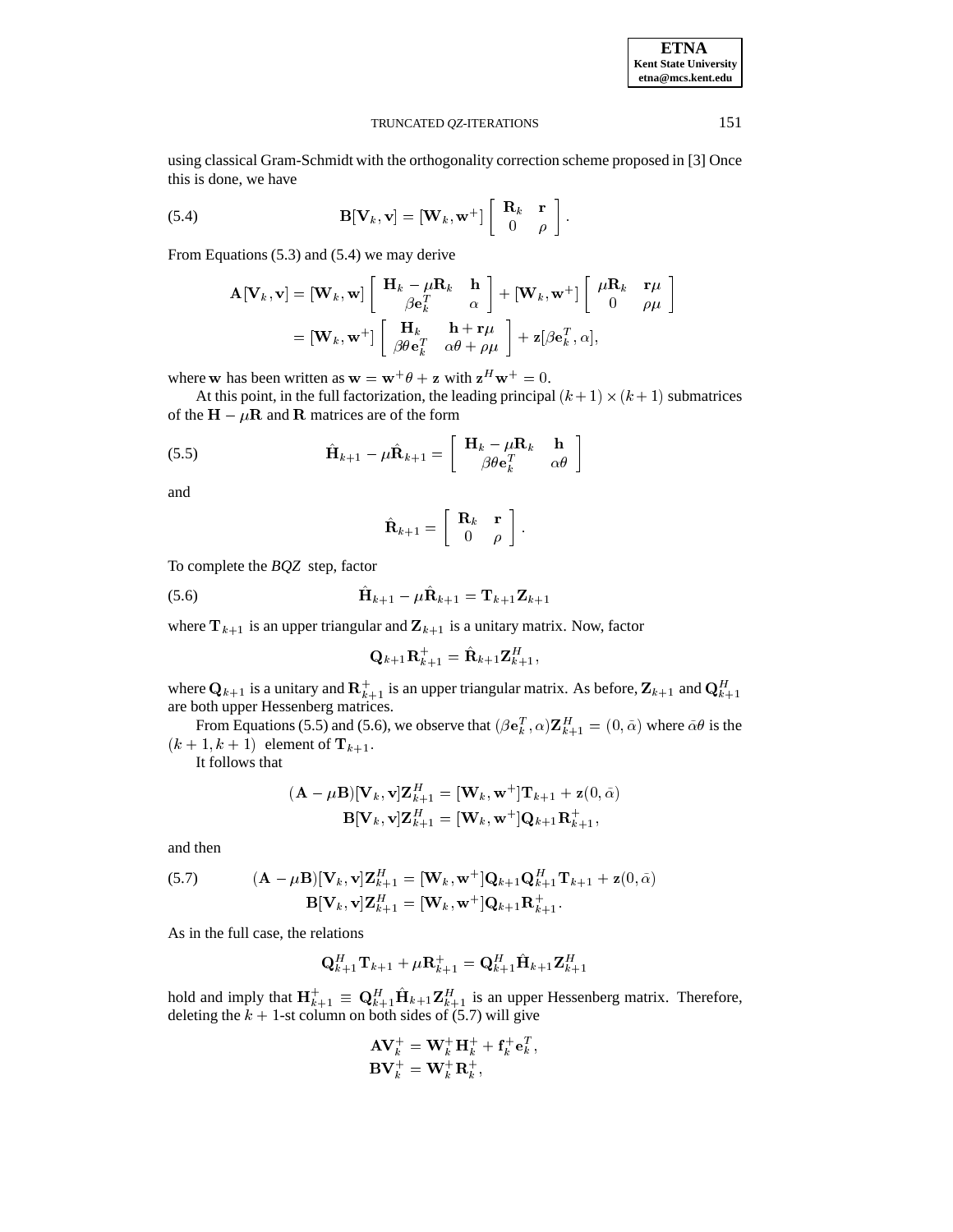using classical Gram-Schmidt with the orthogonality correction scheme proposed in [3] Once this is done, we have

$$\mathbf{B}[\mathbf{V}_k, \mathbf{v}] = [\mathbf{W}_k, \mathbf{w}^+] \begin{bmatrix} \mathbf{R}_k & \mathbf{r} \\ 0 & \rho \end{bmatrix}. \tag{5.4}$$

From Equations (5.3) and (5.4) we may derive

$$\begin{aligned}
\mathbf{A}[\mathbf{V}_k, \mathbf{v}] &= [\mathbf{W}_k, \mathbf{w}] \begin{bmatrix} \mathbf{H}_k - \mu\mathbf{R}_k & \mathbf{h} \\ \beta\mathbf{e}_k^T & \alpha \end{bmatrix} + [\mathbf{W}_k, \mathbf{w}^+] \begin{bmatrix} \mu\mathbf{R}_k & \mathbf{r}\mu \\ 0 & \rho\mu \end{bmatrix} \\
&= [\mathbf{W}_k, \mathbf{w}^+] \begin{bmatrix} \mathbf{H}_k & \mathbf{h} + \mathbf{r}\mu \\ \beta\theta\mathbf{e}_k^T & \alpha\theta + \rho\mu \end{bmatrix} + \mathbf{z}[\beta\mathbf{e}_k^T, \alpha],
\end{aligned}$$

where $\mathbf{w}$ has been written as $\mathbf{w} = \mathbf{w}^+\theta + \mathbf{z}$ with $\mathbf{z}^H\mathbf{w}^+ = 0$.

At this point, in the full factorization, the leading principal $(k+1) \times (k+1)$ submatrices of the $\mathbf{H} - \mu\mathbf{R}$ and $\mathbf{R}$ matrices are of the form

$$\hat{\mathbf{H}}_{k+1} - \mu\hat{\mathbf{R}}_{k+1} = \begin{bmatrix} \mathbf{H}_k - \mu\mathbf{R}_k & \mathbf{h} \\ \beta\theta\mathbf{e}_k^T & \alpha\theta \end{bmatrix} \tag{5.5}$$

and

$$\hat{\mathbf{R}}_{k+1} = \begin{bmatrix} \mathbf{R}_k & \mathbf{r} \\ 0 & \rho \end{bmatrix}.$$

To complete the *BQZ* step, factor

$$\hat{\mathbf{H}}_{k+1} - \mu\hat{\mathbf{R}}_{k+1} = \mathbf{T}_{k+1}\mathbf{Z}_{k+1} \tag{5.6}$$

where $\mathbf{T}_{k+1}$ is an upper triangular and $\mathbf{Z}_{k+1}$ is a unitary matrix. Now, factor

$$\mathbf{Q}_{k+1}\mathbf{R}_{k+1}^+ = \hat{\mathbf{R}}_{k+1}\mathbf{Z}_{k+1}^H,$$

where $\mathbf{Q}_{k+1}$ is a unitary and $\mathbf{R}_{k+1}^+$ is an upper triangular matrix. As before, $\mathbf{Z}_{k+1}$ and $\mathbf{Q}_{k+1}^H$ are both upper Hessenberg matrices.

From Equations (5.5) and (5.6), we observe that $(\beta\mathbf{e}_k^T, \alpha)\mathbf{Z}_{k+1}^H = (0, \bar{\alpha})$ where $\bar{\alpha}\theta$ is the $(k+1, k+1)$ element of $\mathbf{T}_{k+1}$.

It follows that

$$\begin{aligned}
(\mathbf{A} - \mu\mathbf{B})[\mathbf{V}_k, \mathbf{v}]\mathbf{Z}_{k+1}^H &= [\mathbf{W}_k, \mathbf{w}^+]\mathbf{T}_{k+1} + \mathbf{z}(0, \bar{\alpha}) \\
\mathbf{B}[\mathbf{V}_k, \mathbf{v}]\mathbf{Z}_{k+1}^H &= [\mathbf{W}_k, \mathbf{w}^+]\mathbf{Q}_{k+1}\mathbf{R}_{k+1}^+,
\end{aligned}$$

and then

$$\begin{aligned}
(\mathbf{A} - \mu\mathbf{B})[\mathbf{V}_k, \mathbf{v}]\mathbf{Z}_{k+1}^H &= [\mathbf{W}_k, \mathbf{w}^+]\mathbf{Q}_{k+1}\mathbf{Q}_{k+1}^H\mathbf{T}_{k+1} + \mathbf{z}(0, \bar{\alpha}) \\
\mathbf{B}[\mathbf{V}_k, \mathbf{v}]\mathbf{Z}_{k+1}^H &= [\mathbf{W}_k, \mathbf{w}^+]\mathbf{Q}_{k+1}\mathbf{R}_{k+1}^+.
\end{aligned} \tag{5.7}$$

As in the full case, the relations

$$\mathbf{Q}_{k+1}^H\mathbf{T}_{k+1} + \mu\mathbf{R}_{k+1}^+ = \mathbf{Q}_{k+1}^H\hat{\mathbf{H}}_{k+1}\mathbf{Z}_{k+1}^H$$

hold and imply that $\mathbf{H}_{k+1}^+ \equiv \mathbf{Q}_{k+1}^H\hat{\mathbf{H}}_{k+1}\mathbf{Z}_{k+1}^H$ is an upper Hessenberg matrix. Therefore, deleting the $k+1$-st column on both sides of (5.7) will give

$$\begin{aligned}
\mathbf{A}\mathbf{V}_k^+ &= \mathbf{W}_k^+\mathbf{H}_k^+ + \mathbf{f}_k^+\mathbf{e}_k^T, \\
\mathbf{B}\mathbf{V}_k^+ &= \mathbf{W}_k^+\mathbf{R}_k^+,
\end{aligned}$$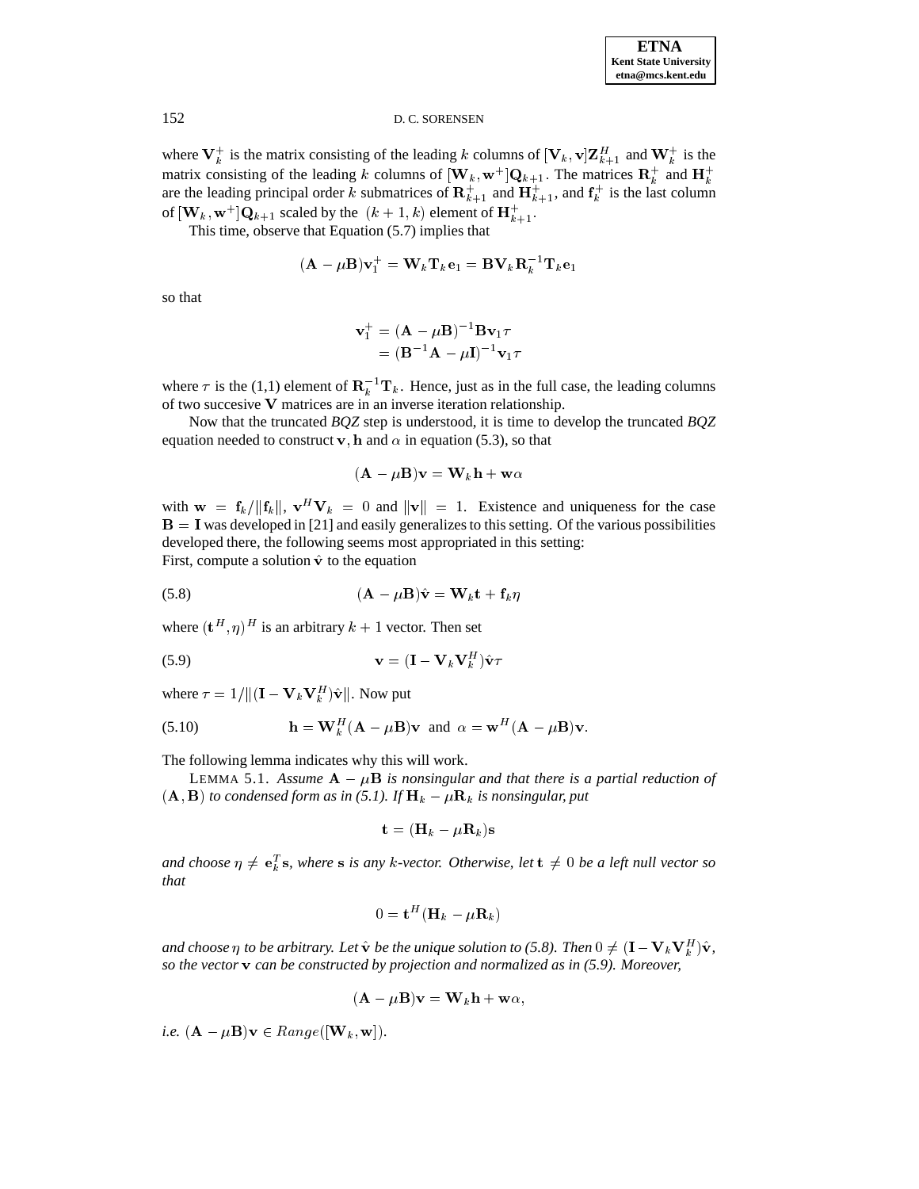where $\mathbf{V}_k^+$ is the matrix consisting of the leading $k$ columns of $[\mathbf{V}_k, \mathbf{v}]\mathbf{Z}_{k+1}^H$ and $\mathbf{W}_k^+$ is the matrix consisting of the leading $k$ columns of $[\mathbf{W}_k, \mathbf{w}^+]\mathbf{Q}_{k+1}$. The matrices $\mathbf{R}_k^+$ and $\mathbf{H}_k^+$ are the leading principal order $k$ submatrices of $\mathbf{R}_{k+1}^+$ and $\mathbf{H}_{k+1}^+$, and $\mathbf{f}_k^+$ is the last column of $[\mathbf{W}_k, \mathbf{w}^+]\mathbf{Q}_{k+1}$ scaled by the $(k+1, k)$ element of $\mathbf{H}_{k+1}^+$.

This time, observe that Equation (5.7) implies that

$$(\mathbf{A} - \mu\mathbf{B})\mathbf{v}_1^+ = \mathbf{W}_k\mathbf{T}_k\mathbf{e}_1 = \mathbf{B}\mathbf{V}_k\mathbf{R}_k^{-1}\mathbf{T}_k\mathbf{e}_1$$

so that

$$\begin{aligned}\mathbf{v}_1^+ &= (\mathbf{A} - \mu\mathbf{B})^{-1}\mathbf{B}\mathbf{v}_1\tau \\ &= (\mathbf{B}^{-1}\mathbf{A} - \mu\mathbf{I})^{-1}\mathbf{v}_1\tau\end{aligned}$$

where $\tau$ is the (1,1) element of $\mathbf{R}_k^{-1}\mathbf{T}_k$. Hence, just as in the full case, the leading columns of two succesive $\mathbf{V}$ matrices are in an inverse iteration relationship.

Now that the truncated *BQZ* step is understood, it is time to develop the truncated *BQZ* equation needed to construct $\mathbf{v}$, $\mathbf{h}$ and $\alpha$ in equation (5.3), so that

$$(\mathbf{A} - \mu\mathbf{B})\mathbf{v} = \mathbf{W}_k\mathbf{h} + \mathbf{w}\alpha$$

with $\mathbf{w} = \mathbf{f}_k/\|\mathbf{f}_k\|$, $\mathbf{v}^H\mathbf{V}_k = 0$ and $\|\mathbf{v}\| = 1$. Existence and uniqueness for the case $\mathbf{B} = \mathbf{I}$ was developed in [21] and easily generalizes to this setting. Of the various possibilities developed there, the following seems most appropriated in this setting:
First, compute a solution $\hat{\mathbf{v}}$ to the equation

$$(\mathbf{A} - \mu\mathbf{B})\hat{\mathbf{v}} = \mathbf{W}_k\mathbf{t} + \mathbf{f}_k\eta \tag{5.8}$$

where $(\mathbf{t}^H, \eta)^H$ is an arbitrary $k+1$ vector. Then set

$$\mathbf{v} = (\mathbf{I} - \mathbf{V}_k\mathbf{V}_k^H)\hat{\mathbf{v}}\tau \tag{5.9}$$

where $\tau = 1/\|(\mathbf{I} - \mathbf{V}_k\mathbf{V}_k^H)\hat{\mathbf{v}}\|$. Now put

$$\mathbf{h} = \mathbf{W}_k^H(\mathbf{A} - \mu\mathbf{B})\mathbf{v} \;\text{ and }\; \alpha = \mathbf{w}^H(\mathbf{A} - \mu\mathbf{B})\mathbf{v}. \tag{5.10}$$

The following lemma indicates why this will work.

LEMMA 5.1. *Assume $\mathbf{A} - \mu\mathbf{B}$ is nonsingular and that there is a partial reduction of $(\mathbf{A}, \mathbf{B})$ to condensed form as in (5.1). If $\mathbf{H}_k - \mu\mathbf{R}_k$ is nonsingular, put*

$$\mathbf{t} = (\mathbf{H}_k - \mu\mathbf{R}_k)\mathbf{s}$$

*and choose $\eta \neq \mathbf{e}_k^T\mathbf{s}$, where $\mathbf{s}$ is any $k$-vector. Otherwise, let $\mathbf{t} \neq 0$ be a left null vector so that*

$$0 = \mathbf{t}^H(\mathbf{H}_k - \mu\mathbf{R}_k)$$

*and choose $\eta$ to be arbitrary. Let $\hat{\mathbf{v}}$ be the unique solution to (5.8). Then $0 \neq (\mathbf{I} - \mathbf{V}_k\mathbf{V}_k^H)\hat{\mathbf{v}}$, so the vector $\mathbf{v}$ can be constructed by projection and normalized as in (5.9). Moreover,*

$$(\mathbf{A} - \mu\mathbf{B})\mathbf{v} = \mathbf{W}_k\mathbf{h} + \mathbf{w}\alpha,$$

*i.e.* $(\mathbf{A} - \mu\mathbf{B})\mathbf{v} \in Range([\mathbf{W}_k, \mathbf{w}])$.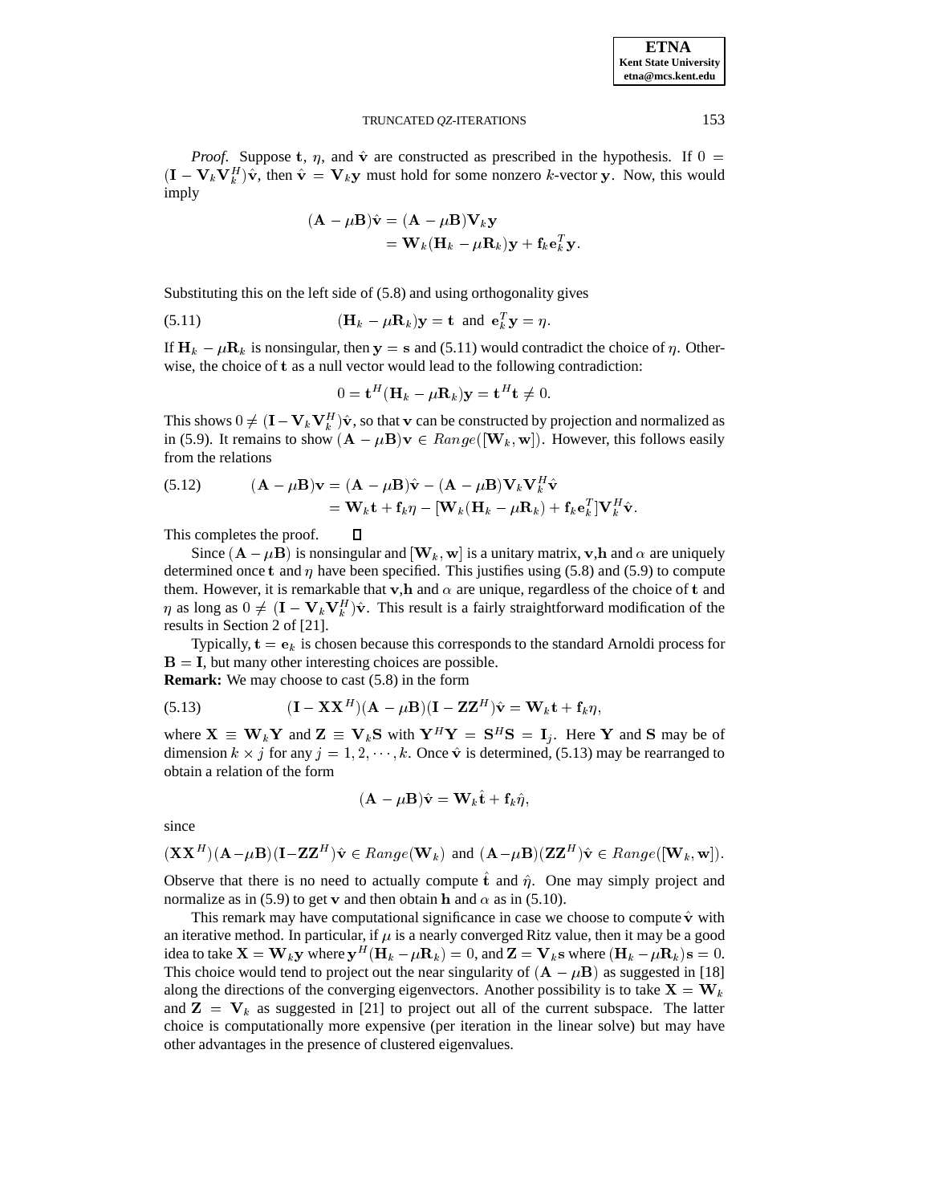*Proof*. Suppose $\mathbf{t}$, $\eta$, and $\hat{\mathbf{v}}$ are constructed as prescribed in the hypothesis. If $0 = (\mathbf{I} - \mathbf{V}_k\mathbf{V}_k^H)\hat{\mathbf{v}}$, then $\hat{\mathbf{v}} = \mathbf{V}_k\mathbf{y}$ must hold for some nonzero $k$-vector $\mathbf{y}$. Now, this would imply

$$
\begin{aligned}
(\mathbf{A} - \mu\mathbf{B})\hat{\mathbf{v}} &= (\mathbf{A} - \mu\mathbf{B})\mathbf{V}_k\mathbf{y} \\
&= \mathbf{W}_k(\mathbf{H}_k - \mu\mathbf{R}_k)\mathbf{y} + \mathbf{f}_k\mathbf{e}_k^T\mathbf{y}.
\end{aligned}
$$

Substituting this on the left side of (5.8) and using orthogonality gives

$$
(\mathbf{H}_k - \mu\mathbf{R}_k)\mathbf{y} = \mathbf{t} \ \text{ and } \ \mathbf{e}_k^T\mathbf{y} = \eta. \tag{5.11}
$$

If $\mathbf{H}_k - \mu\mathbf{R}_k$ is nonsingular, then $\mathbf{y} = \mathbf{s}$ and (5.11) would contradict the choice of $\eta$. Otherwise, the choice of $\mathbf{t}$ as a null vector would lead to the following contradiction:

$$
0 = \mathbf{t}^H(\mathbf{H}_k - \mu\mathbf{R}_k)\mathbf{y} = \mathbf{t}^H\mathbf{t} \neq 0.
$$

This shows $0 \neq (\mathbf{I} - \mathbf{V}_k\mathbf{V}_k^H)\hat{\mathbf{v}}$, so that $\mathbf{v}$ can be constructed by projection and normalized as in (5.9). It remains to show $(\mathbf{A} - \mu\mathbf{B})\mathbf{v} \in Range([\mathbf{W}_k, \mathbf{w}])$. However, this follows easily from the relations

$$
\begin{aligned}
(\mathbf{A} - \mu\mathbf{B})\mathbf{v} &= (\mathbf{A} - \mu\mathbf{B})\hat{\mathbf{v}} - (\mathbf{A} - \mu\mathbf{B})\mathbf{V}_k\mathbf{V}_k^H\hat{\mathbf{v}} \\
&= \mathbf{W}_k\mathbf{t} + \mathbf{f}_k\eta - [\mathbf{W}_k(\mathbf{H}_k - \mu\mathbf{R}_k) + \mathbf{f}_k\mathbf{e}_k^T]\mathbf{V}_k^H\hat{\mathbf{v}}.
\end{aligned} \tag{5.12}
$$

This completes the proof. □

Since $(\mathbf{A} - \mu\mathbf{B})$ is nonsingular and $[\mathbf{W}_k, \mathbf{w}]$ is a unitary matrix, $\mathbf{v}$,$\mathbf{h}$ and $\alpha$ are uniquely determined once $\mathbf{t}$ and $\eta$ have been specified. This justifies using (5.8) and (5.9) to compute them. However, it is remarkable that $\mathbf{v}$,$\mathbf{h}$ and $\alpha$ are unique, regardless of the choice of $\mathbf{t}$ and $\eta$ as long as $0 \neq (\mathbf{I} - \mathbf{V}_k\mathbf{V}_k^H)\hat{\mathbf{v}}$. This result is a fairly straightforward modification of the results in Section 2 of [21].

Typically, $\mathbf{t} = \mathbf{e}_k$ is chosen because this corresponds to the standard Arnoldi process for $\mathbf{B} = \mathbf{I}$, but many other interesting choices are possible.

**Remark:** We may choose to cast (5.8) in the form

$$
(\mathbf{I} - \mathbf{X}\mathbf{X}^H)(\mathbf{A} - \mu\mathbf{B})(\mathbf{I} - \mathbf{Z}\mathbf{Z}^H)\hat{\mathbf{v}} = \mathbf{W}_k\mathbf{t} + \mathbf{f}_k\eta, \tag{5.13}
$$

where $\mathbf{X} \equiv \mathbf{W}_k\mathbf{Y}$ and $\mathbf{Z} \equiv \mathbf{V}_k\mathbf{S}$ with $\mathbf{Y}^H\mathbf{Y} = \mathbf{S}^H\mathbf{S} = \mathbf{I}_j$. Here $\mathbf{Y}$ and $\mathbf{S}$ may be of dimension $k \times j$ for any $j = 1, 2, \cdots, k$. Once $\hat{\mathbf{v}}$ is determined, (5.13) may be rearranged to obtain a relation of the form

$$
(\mathbf{A} - \mu\mathbf{B})\hat{\mathbf{v}} = \mathbf{W}_k\hat{\mathbf{t}} + \mathbf{f}_k\hat{\eta},
$$

since

$$
(\mathbf{X}\mathbf{X}^H)(\mathbf{A} - \mu\mathbf{B})(\mathbf{I} - \mathbf{Z}\mathbf{Z}^H)\hat{\mathbf{v}} \in Range(\mathbf{W}_k) \ \text{ and } \ (\mathbf{A} - \mu\mathbf{B})(\mathbf{Z}\mathbf{Z}^H)\hat{\mathbf{v}} \in Range([\mathbf{W}_k, \mathbf{w}]).
$$

Observe that there is no need to actually compute $\hat{\mathbf{t}}$ and $\hat{\eta}$. One may simply project and normalize as in (5.9) to get $\mathbf{v}$ and then obtain $\mathbf{h}$ and $\alpha$ as in (5.10).

This remark may have computational significance in case we choose to compute $\hat{\mathbf{v}}$ with an iterative method. In particular, if $\mu$ is a nearly converged Ritz value, then it may be a good idea to take $\mathbf{X} = \mathbf{W}_k\mathbf{y}$ where $\mathbf{y}^H(\mathbf{H}_k - \mu\mathbf{R}_k) = 0$, and $\mathbf{Z} = \mathbf{V}_k\mathbf{s}$ where $(\mathbf{H}_k - \mu\mathbf{R}_k)\mathbf{s} = 0$. This choice would tend to project out the near singularity of $(\mathbf{A} - \mu\mathbf{B})$ as suggested in [18] along the directions of the converging eigenvectors. Another possibility is to take $\mathbf{X} = \mathbf{W}_k$ and $\mathbf{Z} = \mathbf{V}_k$ as suggested in [21] to project out all of the current subspace. The latter choice is computationally more expensive (per iteration in the linear solve) but may have other advantages in the presence of clustered eigenvalues.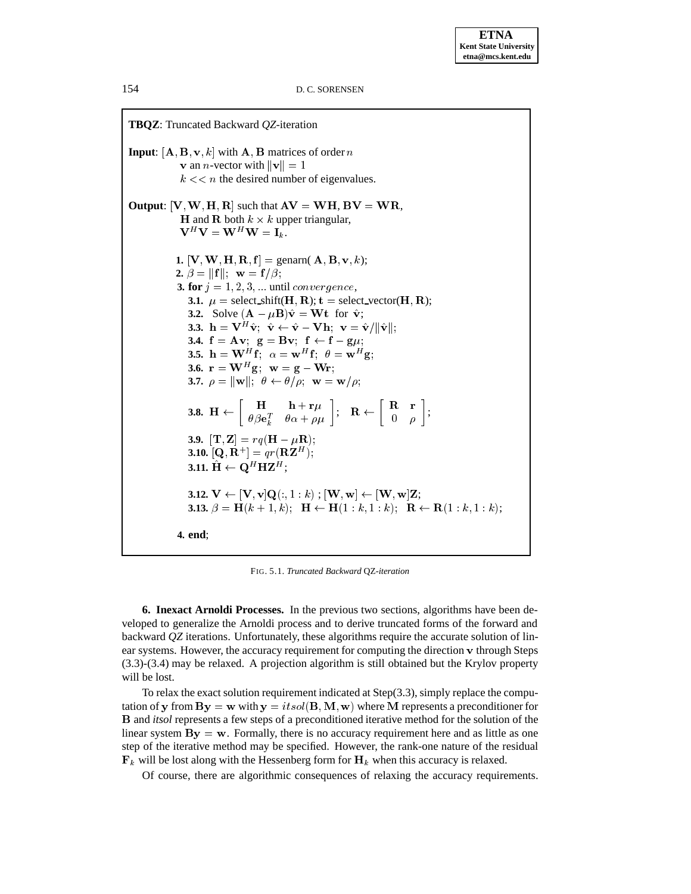**TBQZ**: Truncated Backward *QZ*-iteration

**Input**: $[\mathbf{A}, \mathbf{B}, \mathbf{v}, k]$ with $\mathbf{A}, \mathbf{B}$ matrices of order $n$
$\mathbf{v}$ an $n$-vector with $\|\mathbf{v}\| = 1$
$k << n$ the desired number of eigenvalues.

**Output**: $[\mathbf{V}, \mathbf{W}, \mathbf{H}, \mathbf{R}]$ such that $\mathbf{AV} = \mathbf{WH}$, $\mathbf{BV} = \mathbf{WR}$,
$\mathbf{H}$ and $\mathbf{R}$ both $k \times k$ upper triangular,
$\mathbf{V}^H\mathbf{V} = \mathbf{W}^H\mathbf{W} = \mathbf{I}_k$.

**1.** $[\mathbf{V}, \mathbf{W}, \mathbf{H}, \mathbf{R}, \mathbf{f}] =$ genarn( $\mathbf{A}, \mathbf{B}, \mathbf{v}, k$);
**2.** $\beta = \|\mathbf{f}\|$; $\mathbf{w} = \mathbf{f}/\beta$;
**3. for** $j = 1, 2, 3, \ldots$ until $convergence$,
  **3.1.** $\mu =$ select_shift($\mathbf{H}, \mathbf{R}$); $\mathbf{t} =$ select_vector($\mathbf{H}, \mathbf{R}$);
  **3.2.** Solve $(\mathbf{A} - \mu\mathbf{B})\hat{\mathbf{v}} = \mathbf{Wt}$ for $\hat{\mathbf{v}}$;
  **3.3.** $\mathbf{h} = \mathbf{V}^H\hat{\mathbf{v}}$; $\hat{\mathbf{v}} \leftarrow \hat{\mathbf{v}} - \mathbf{Vh}$; $\mathbf{v} = \hat{\mathbf{v}}/\|\hat{\mathbf{v}}\|$;
  **3.4.** $\mathbf{f} = \mathbf{A}\mathbf{v}$; $\mathbf{g} = \mathbf{B}\mathbf{v}$; $\mathbf{f} \leftarrow \mathbf{f} - \mathbf{g}\mu$;
  **3.5.** $\mathbf{h} = \mathbf{W}^H\mathbf{f}$; $\alpha = \mathbf{w}^H\mathbf{f}$; $\theta = \mathbf{w}^H\mathbf{g}$;
  **3.6.** $\mathbf{r} = \mathbf{W}^H\mathbf{g}$; $\mathbf{w} = \mathbf{g} - \mathbf{Wr}$;
  **3.7.** $\rho = \|\mathbf{w}\|$; $\theta \leftarrow \theta/\rho$; $\mathbf{w} = \mathbf{w}/\rho$;

  **3.8.** $\mathbf{H} \leftarrow \begin{bmatrix} \mathbf{H} & \mathbf{h} + \mathbf{r}\mu \\ \theta\beta\mathbf{e}_k^T & \theta\alpha + \rho\mu \end{bmatrix}$; $\mathbf{R} \leftarrow \begin{bmatrix} \mathbf{R} & \mathbf{r} \\ 0 & \rho \end{bmatrix}$;

  **3.9.** $[\mathbf{T}, \mathbf{Z}] = rq(\mathbf{H} - \mu\mathbf{R})$;
  **3.10.** $[\mathbf{Q}, \mathbf{R}^+] = qr(\mathbf{R}\mathbf{Z}^H)$;
  **3.11.** $\hat{\mathbf{H}} \leftarrow \mathbf{Q}^H\mathbf{H}\mathbf{Z}^H$;

  **3.12.** $\mathbf{V} \leftarrow [\mathbf{V}, \mathbf{v}]\mathbf{Q}(:, 1:k)$ ; $[\mathbf{W}, \mathbf{w}] \leftarrow [\mathbf{W}, \mathbf{w}]\mathbf{Z}$;
  **3.13.** $\beta = \mathbf{H}(k+1, k)$; $\mathbf{H} \leftarrow \mathbf{H}(1:k, 1:k)$; $\mathbf{R} \leftarrow \mathbf{R}(1:k, 1:k)$;

**4. end**;

FIG. 5.1. *Truncated Backward* QZ*-iteration*

**6. Inexact Arnoldi Processes.** In the previous two sections, algorithms have been developed to generalize the Arnoldi process and to derive truncated forms of the forward and backward *QZ* iterations. Unfortunately, these algorithms require the accurate solution of linear systems. However, the accuracy requirement for computing the direction $\mathbf{v}$ through Steps (3.3)-(3.4) may be relaxed. A projection algorithm is still obtained but the Krylov property will be lost.

To relax the exact solution requirement indicated at Step(3.3), simply replace the computation of $\mathbf{y}$ from $\mathbf{By} = \mathbf{w}$ with $\mathbf{y} = itsol(\mathbf{B}, \mathbf{M}, \mathbf{w})$ where $\mathbf{M}$ represents a preconditioner for $\mathbf{B}$ and *itsol* represents a few steps of a preconditioned iterative method for the solution of the linear system $\mathbf{By} = \mathbf{w}$. Formally, there is no accuracy requirement here and as little as one step of the iterative method may be specified. However, the rank-one nature of the residual $\mathbf{F}_k$ will be lost along with the Hessenberg form for $\mathbf{H}_k$ when this accuracy is relaxed.

Of course, there are algorithmic consequences of relaxing the accuracy requirements.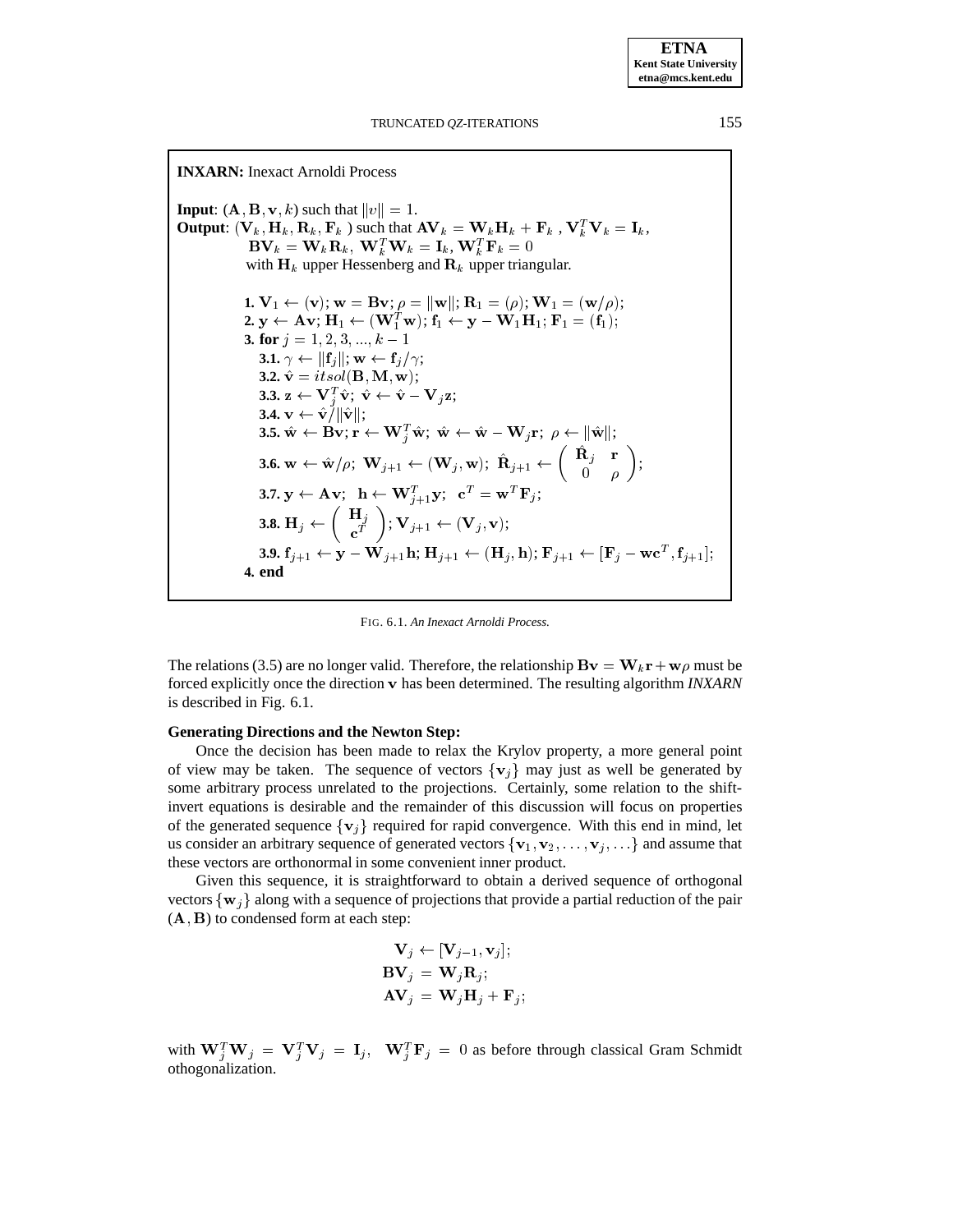**INXARN:** Inexact Arnoldi Process

**Input**: $(\mathbf{A}, \mathbf{B}, \mathbf{v}, k)$ such that $\|v\| = 1$.
**Output**: $(\mathbf{V}_k, \mathbf{H}_k, \mathbf{R}_k, \mathbf{F}_k)$ such that $\mathbf{A}\mathbf{V}_k = \mathbf{W}_k\mathbf{H}_k + \mathbf{F}_k$ , $\mathbf{V}_k^T\mathbf{V}_k = \mathbf{I}_k$, $\mathbf{B}\mathbf{V}_k = \mathbf{W}_k\mathbf{R}_k$, $\mathbf{W}_k^T\mathbf{W}_k = \mathbf{I}_k$, $\mathbf{W}_k^T\mathbf{F}_k = 0$ with $\mathbf{H}_k$ upper Hessenberg and $\mathbf{R}_k$ upper triangular.

**1.** $\mathbf{V}_1 \leftarrow (\mathbf{v})$; $\mathbf{w} = \mathbf{B}\mathbf{v}$; $\rho = \|\mathbf{w}\|$; $\mathbf{R}_1 = (\rho)$; $\mathbf{W}_1 = (\mathbf{w}/\rho)$;
**2.** $\mathbf{y} \leftarrow \mathbf{A}\mathbf{v}$; $\mathbf{H}_1 \leftarrow (\mathbf{W}_1^T\mathbf{w})$; $\mathbf{f}_1 \leftarrow \mathbf{y} - \mathbf{W}_1\mathbf{H}_1$; $\mathbf{F}_1 = (\mathbf{f}_1)$;
**3. for** $j = 1, 2, 3, ..., k-1$
  **3.1.** $\gamma \leftarrow \|\mathbf{f}_j\|$; $\mathbf{w} \leftarrow \mathbf{f}_j/\gamma$;
  **3.2.** $\hat{\mathbf{v}} = itsol(\mathbf{B}, \mathbf{M}, \mathbf{w})$;
  **3.3.** $\mathbf{z} \leftarrow \mathbf{V}_j^T\hat{\mathbf{v}}$; $\hat{\mathbf{v}} \leftarrow \hat{\mathbf{v}} - \mathbf{V}_j\mathbf{z}$;
  **3.4.** $\mathbf{v} \leftarrow \hat{\mathbf{v}}/\|\hat{\mathbf{v}}\|$;
  **3.5.** $\hat{\mathbf{w}} \leftarrow \mathbf{B}\mathbf{v}$; $\mathbf{r} \leftarrow \mathbf{W}_j^T\hat{\mathbf{w}}$; $\hat{\mathbf{w}} \leftarrow \hat{\mathbf{w}} - \mathbf{W}_j\mathbf{r}$; $\rho \leftarrow \|\hat{\mathbf{w}}\|$;
  **3.6.** $\mathbf{w} \leftarrow \hat{\mathbf{w}}/\rho$; $\mathbf{W}_{j+1} \leftarrow (\mathbf{W}_j, \mathbf{w})$; $\hat{\mathbf{R}}_{j+1} \leftarrow \begin{pmatrix} \hat{\mathbf{R}}_j & \mathbf{r} \\ 0 & \rho \end{pmatrix}$;
  **3.7.** $\mathbf{y} \leftarrow \mathbf{A}\mathbf{v}$; $\mathbf{h} \leftarrow \mathbf{W}_{j+1}^T\mathbf{y}$; $\mathbf{c}^T = \mathbf{w}^T\mathbf{F}_j$;
  **3.8.** $\mathbf{H}_j \leftarrow \begin{pmatrix} \mathbf{H}_j \\ \mathbf{c}^T \end{pmatrix}$; $\mathbf{V}_{j+1} \leftarrow (\mathbf{V}_j, \mathbf{v})$;
  **3.9.** $\mathbf{f}_{j+1} \leftarrow \mathbf{y} - \mathbf{W}_{j+1}\mathbf{h}$; $\mathbf{H}_{j+1} \leftarrow (\mathbf{H}_j, \mathbf{h})$; $\mathbf{F}_{j+1} \leftarrow [\mathbf{F}_j - \mathbf{w}\mathbf{c}^T, \mathbf{f}_{j+1}]$;
**4. end**

FIG. 6.1. *An Inexact Arnoldi Process.*

The relations (3.5) are no longer valid. Therefore, the relationship $\mathbf{B}\mathbf{v} = \mathbf{W}_k\mathbf{r} + \mathbf{w}\rho$ must be forced explicitly once the direction $\mathbf{v}$ has been determined. The resulting algorithm *INXARN* is described in Fig. 6.1.

**Generating Directions and the Newton Step:**

Once the decision has been made to relax the Krylov property, a more general point of view may be taken. The sequence of vectors $\{\mathbf{v}_j\}$ may just as well be generated by some arbitrary process unrelated to the projections. Certainly, some relation to the shift-invert equations is desirable and the remainder of this discussion will focus on properties of the generated sequence $\{\mathbf{v}_j\}$ required for rapid convergence. With this end in mind, let us consider an arbitrary sequence of generated vectors $\{\mathbf{v}_1, \mathbf{v}_2, \ldots, \mathbf{v}_j, \ldots\}$ and assume that these vectors are orthonormal in some convenient inner product.

Given this sequence, it is straightforward to obtain a derived sequence of orthogonal vectors $\{\mathbf{w}_j\}$ along with a sequence of projections that provide a partial reduction of the pair $(\mathbf{A}, \mathbf{B})$ to condensed form at each step:

$$\begin{aligned} \mathbf{V}_j &\leftarrow [\mathbf{V}_{j-1}, \mathbf{v}_j]; \\ \mathbf{B}\mathbf{V}_j &= \mathbf{W}_j\mathbf{R}_j; \\ \mathbf{A}\mathbf{V}_j &= \mathbf{W}_j\mathbf{H}_j + \mathbf{F}_j; \end{aligned}$$

with $\mathbf{W}_j^T\mathbf{W}_j = \mathbf{V}_j^T\mathbf{V}_j = \mathbf{I}_j$, $\mathbf{W}_j^T\mathbf{F}_j = 0$ as before through classical Gram Schmidt othogonalization.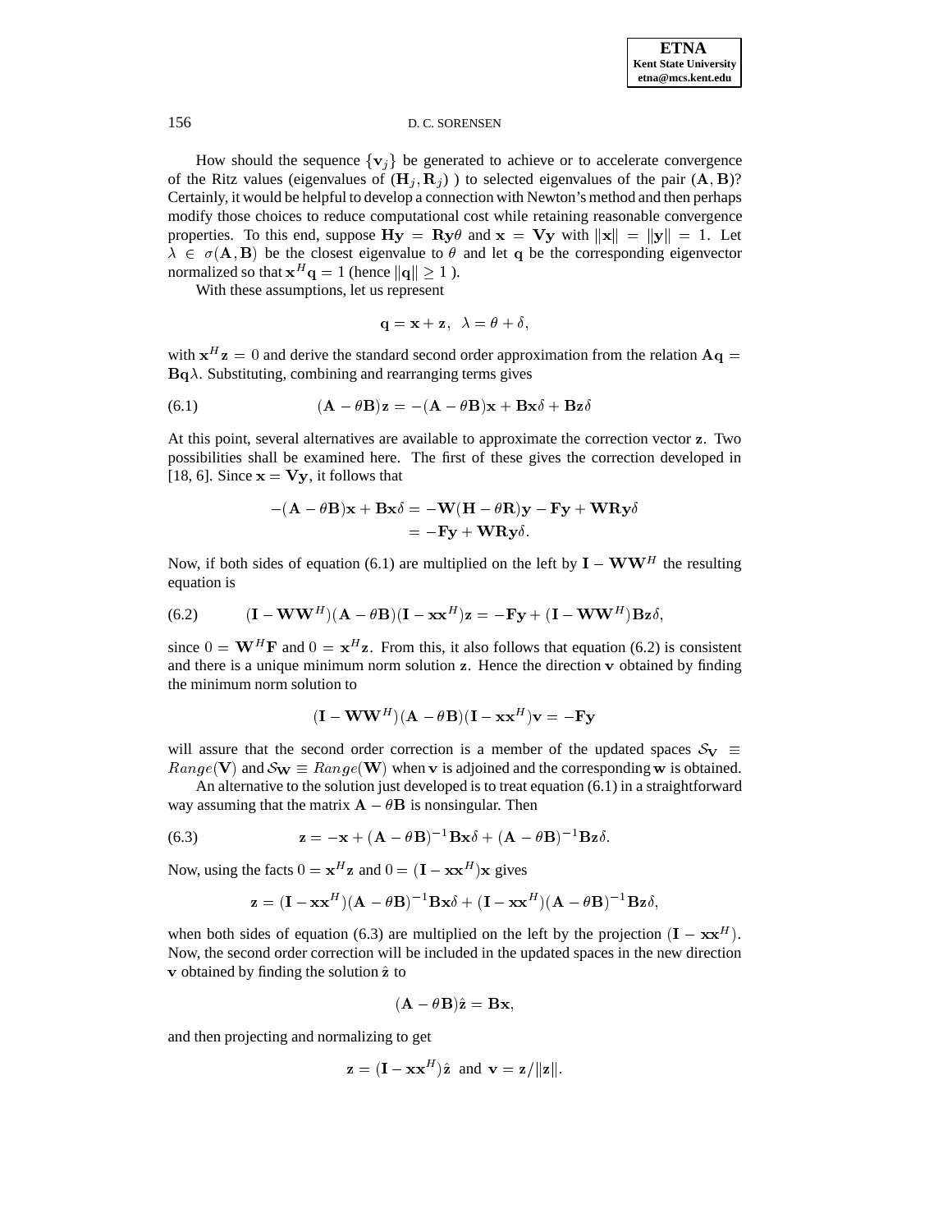How should the sequence $\{\mathbf{v}_j\}$ be generated to achieve or to accelerate convergence of the Ritz values (eigenvalues of $(\mathbf{H}_j, \mathbf{R}_j)$ ) to selected eigenvalues of the pair $(\mathbf{A}, \mathbf{B})$? Certainly, it would be helpful to develop a connection with Newton's method and then perhaps modify those choices to reduce computational cost while retaining reasonable convergence properties. To this end, suppose $\mathbf{Hy} = \mathbf{Ry}\theta$ and $\mathbf{x} = \mathbf{Vy}$ with $\|\mathbf{x}\| = \|\mathbf{y}\| = 1$. Let $\lambda \in \sigma(\mathbf{A}, \mathbf{B})$ be the closest eigenvalue to $\theta$ and let $\mathbf{q}$ be the corresponding eigenvector normalized so that $\mathbf{x}^H\mathbf{q} = 1$ (hence $\|\mathbf{q}\| \geq 1$ ).

With these assumptions, let us represent

$$\mathbf{q} = \mathbf{x} + \mathbf{z}, \ \ \lambda = \theta + \delta,$$

with $\mathbf{x}^H\mathbf{z} = 0$ and derive the standard second order approximation from the relation $\mathbf{Aq} = \mathbf{Bq}\lambda$. Substituting, combining and rearranging terms gives

$$(\mathbf{A} - \theta\mathbf{B})\mathbf{z} = -(\mathbf{A} - \theta\mathbf{B})\mathbf{x} + \mathbf{Bx}\delta + \mathbf{Bz}\delta \tag{6.1}$$

At this point, several alternatives are available to approximate the correction vector $\mathbf{z}$. Two possibilities shall be examined here. The first of these gives the correction developed in [18, 6]. Since $\mathbf{x} = \mathbf{Vy}$, it follows that

$$\begin{aligned} -(\mathbf{A} - \theta\mathbf{B})\mathbf{x} + \mathbf{Bx}\delta &= -\mathbf{W}(\mathbf{H} - \theta\mathbf{R})\mathbf{y} - \mathbf{Fy} + \mathbf{WRy}\delta \\ &= -\mathbf{Fy} + \mathbf{WRy}\delta. \end{aligned}$$

Now, if both sides of equation (6.1) are multiplied on the left by $\mathbf{I} - \mathbf{WW}^H$ the resulting equation is

$$(\mathbf{I} - \mathbf{WW}^H)(\mathbf{A} - \theta\mathbf{B})(\mathbf{I} - \mathbf{xx}^H)\mathbf{z} = -\mathbf{Fy} + (\mathbf{I} - \mathbf{WW}^H)\mathbf{Bz}\delta, \tag{6.2}$$

since $0 = \mathbf{W}^H\mathbf{F}$ and $0 = \mathbf{x}^H\mathbf{z}$. From this, it also follows that equation (6.2) is consistent and there is a unique minimum norm solution $\mathbf{z}$. Hence the direction $\mathbf{v}$ obtained by finding the minimum norm solution to

$$(\mathbf{I} - \mathbf{WW}^H)(\mathbf{A} - \theta\mathbf{B})(\mathbf{I} - \mathbf{xx}^H)\mathbf{v} = -\mathbf{Fy}$$

will assure that the second order correction is a member of the updated spaces $\mathcal{S}_\mathbf{V} \equiv Range(\mathbf{V})$ and $\mathcal{S}_\mathbf{W} \equiv Range(\mathbf{W})$ when $\mathbf{v}$ is adjoined and the corresponding $\mathbf{w}$ is obtained.

An alternative to the solution just developed is to treat equation (6.1) in a straightforward way assuming that the matrix $\mathbf{A} - \theta\mathbf{B}$ is nonsingular. Then

$$\mathbf{z} = -\mathbf{x} + (\mathbf{A} - \theta\mathbf{B})^{-1}\mathbf{Bx}\delta + (\mathbf{A} - \theta\mathbf{B})^{-1}\mathbf{Bz}\delta. \tag{6.3}$$

Now, using the facts $0 = \mathbf{x}^H\mathbf{z}$ and $0 = (\mathbf{I} - \mathbf{xx}^H)\mathbf{x}$ gives

$$\mathbf{z} = (\mathbf{I} - \mathbf{xx}^H)(\mathbf{A} - \theta\mathbf{B})^{-1}\mathbf{Bx}\delta + (\mathbf{I} - \mathbf{xx}^H)(\mathbf{A} - \theta\mathbf{B})^{-1}\mathbf{Bz}\delta,$$

when both sides of equation (6.3) are multiplied on the left by the projection $(\mathbf{I} - \mathbf{xx}^H)$. Now, the second order correction will be included in the updated spaces in the new direction $\mathbf{v}$ obtained by finding the solution $\hat{\mathbf{z}}$ to

$$(\mathbf{A} - \theta\mathbf{B})\hat{\mathbf{z}} = \mathbf{Bx},$$

and then projecting and normalizing to get

$$\mathbf{z} = (\mathbf{I} - \mathbf{xx}^H)\hat{\mathbf{z}} \ \text{ and } \ \mathbf{v} = \mathbf{z}/\|\mathbf{z}\|.$$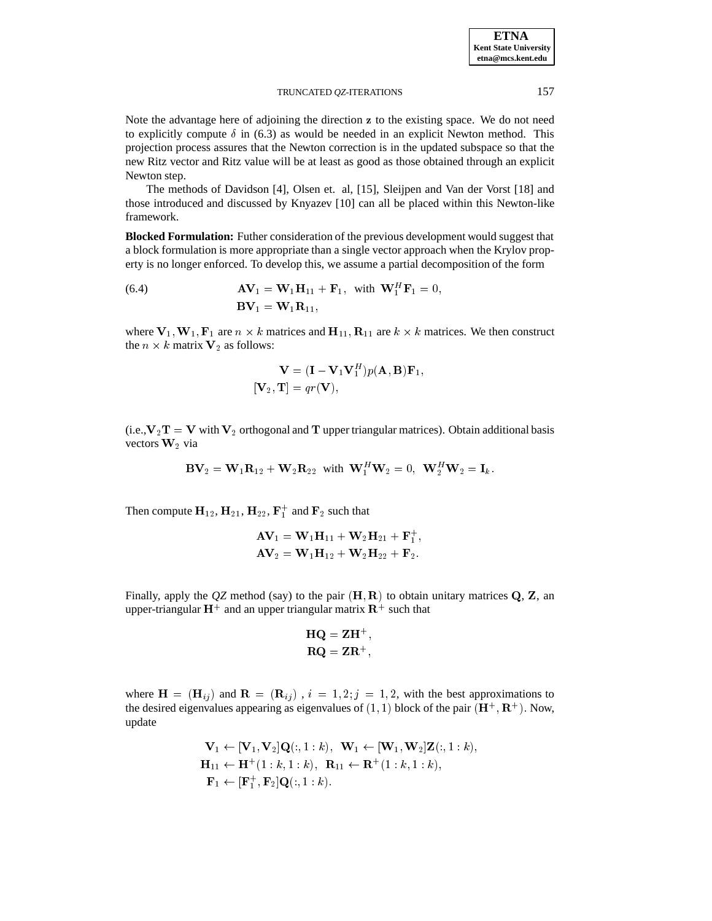Note the advantage here of adjoining the direction $\mathbf{z}$ to the existing space. We do not need to explicitly compute $\delta$ in (6.3) as would be needed in an explicit Newton method. This projection process assures that the Newton correction is in the updated subspace so that the new Ritz vector and Ritz value will be at least as good as those obtained through an explicit Newton step.

The methods of Davidson [4], Olsen et. al, [15], Sleijpen and Van der Vorst [18] and those introduced and discussed by Knyazev [10] can all be placed within this Newton-like framework.

**Blocked Formulation:** Futher consideration of the previous development would suggest that a block formulation is more appropriate than a single vector approach when the Krylov property is no longer enforced. To develop this, we assume a partial decomposition of the form

$$
\begin{aligned}
\mathbf{A}\mathbf{V}_1 &= \mathbf{W}_1\mathbf{H}_{11} + \mathbf{F}_1, \ \text{ with } \ \mathbf{W}_1^H\mathbf{F}_1 = 0, \\
\mathbf{B}\mathbf{V}_1 &= \mathbf{W}_1\mathbf{R}_{11},
\end{aligned}
\tag{6.4}
$$

where $\mathbf{V}_1, \mathbf{W}_1, \mathbf{F}_1$ are $n \times k$ matrices and $\mathbf{H}_{11}, \mathbf{R}_{11}$ are $k \times k$ matrices. We then construct the $n \times k$ matrix $\mathbf{V}_2$ as follows:

$$
\begin{aligned}
\mathbf{V} &= (\mathbf{I} - \mathbf{V}_1\mathbf{V}_1^H)p(\mathbf{A}, \mathbf{B})\mathbf{F}_1, \\
[\mathbf{V}_2, \mathbf{T}] &= qr(\mathbf{V}),
\end{aligned}
$$

(i.e.,$\mathbf{V}_2\mathbf{T} = \mathbf{V}$ with $\mathbf{V}_2$ orthogonal and $\mathbf{T}$ upper triangular matrices). Obtain additional basis vectors $\mathbf{W}_2$ via

$$
\mathbf{B}\mathbf{V}_2 = \mathbf{W}_1\mathbf{R}_{12} + \mathbf{W}_2\mathbf{R}_{22} \ \text{ with } \ \mathbf{W}_1^H\mathbf{W}_2 = 0, \ \ \mathbf{W}_2^H\mathbf{W}_2 = \mathbf{I}_k.
$$

Then compute $\mathbf{H}_{12}$, $\mathbf{H}_{21}$, $\mathbf{H}_{22}$, $\mathbf{F}_1^+$ and $\mathbf{F}_2$ such that

$$
\begin{aligned}
\mathbf{A}\mathbf{V}_1 &= \mathbf{W}_1\mathbf{H}_{11} + \mathbf{W}_2\mathbf{H}_{21} + \mathbf{F}_1^+, \\
\mathbf{A}\mathbf{V}_2 &= \mathbf{W}_1\mathbf{H}_{12} + \mathbf{W}_2\mathbf{H}_{22} + \mathbf{F}_2.
\end{aligned}
$$

Finally, apply the *QZ* method (say) to the pair $(\mathbf{H}, \mathbf{R})$ to obtain unitary matrices $\mathbf{Q}$, $\mathbf{Z}$, an upper-triangular $\mathbf{H}^+$ and an upper triangular matrix $\mathbf{R}^+$ such that

$$
\begin{aligned}
\mathbf{H}\mathbf{Q} &= \mathbf{Z}\mathbf{H}^+, \\
\mathbf{R}\mathbf{Q} &= \mathbf{Z}\mathbf{R}^+,
\end{aligned}
$$

where $\mathbf{H} = (\mathbf{H}_{ij})$ and $\mathbf{R} = (\mathbf{R}_{ij})$ , $i = 1, 2; j = 1, 2$, with the best approximations to the desired eigenvalues appearing as eigenvalues of $(1, 1)$ block of the pair $(\mathbf{H}^+, \mathbf{R}^+)$. Now, update

$$
\begin{aligned}
\mathbf{V}_1 &\leftarrow [\mathbf{V}_1, \mathbf{V}_2]\mathbf{Q}(:, 1:k), \ \ \mathbf{W}_1 \leftarrow [\mathbf{W}_1, \mathbf{W}_2]\mathbf{Z}(:, 1:k), \\
\mathbf{H}_{11} &\leftarrow \mathbf{H}^+(1:k, 1:k), \ \ \mathbf{R}_{11} \leftarrow \mathbf{R}^+(1:k, 1:k), \\
\mathbf{F}_1 &\leftarrow [\mathbf{F}_1^+, \mathbf{F}_2]\mathbf{Q}(:, 1:k).
\end{aligned}
$$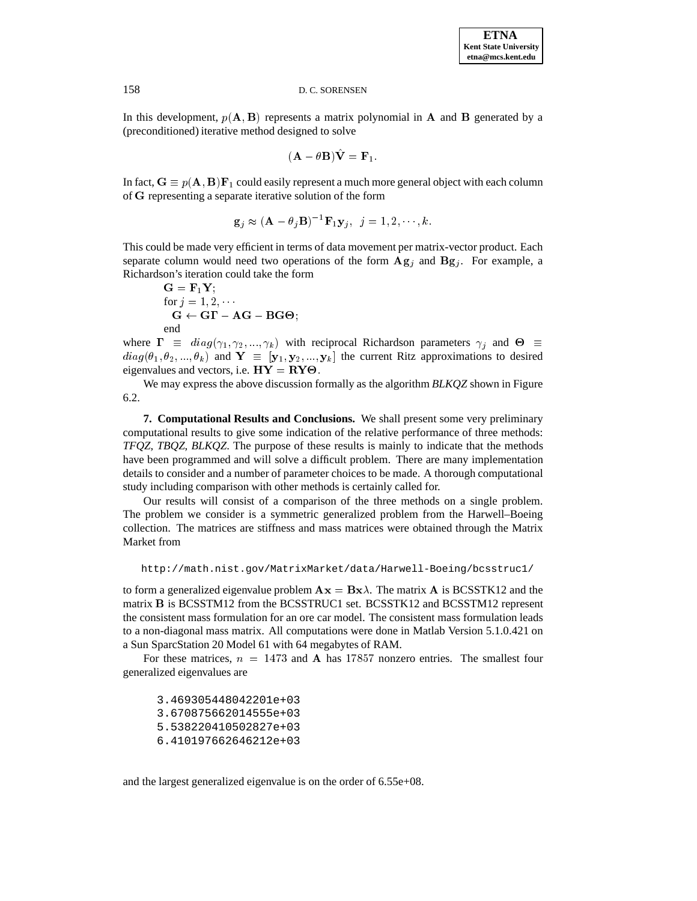In this development, $p(\mathbf{A}, \mathbf{B})$ represents a matrix polynomial in $\mathbf{A}$ and $\mathbf{B}$ generated by a (preconditioned) iterative method designed to solve

$$(\mathbf{A} - \theta\mathbf{B})\hat{\mathbf{V}} = \mathbf{F}_1.$$

In fact, $\mathbf{G} \equiv p(\mathbf{A}, \mathbf{B})\mathbf{F}_1$ could easily represent a much more general object with each column of $\mathbf{G}$ representing a separate iterative solution of the form

$$\mathbf{g}_j \approx (\mathbf{A} - \theta_j\mathbf{B})^{-1}\mathbf{F}_1\mathbf{y}_j, \;\; j = 1, 2, \cdots, k.$$

This could be made very efficient in terms of data movement per matrix-vector product. Each separate column would need two operations of the form $\mathbf{A}\mathbf{g}_j$ and $\mathbf{B}\mathbf{g}_j$. For example, a Richardson's iteration could take the form

$\mathbf{G} = \mathbf{F}_1\mathbf{Y}$;
for $j = 1, 2, \cdots$
  $\mathbf{G} \leftarrow \mathbf{G}\mathbf{\Gamma} - \mathbf{A}\mathbf{G} - \mathbf{B}\mathbf{G}\mathbf{\Theta}$;
end

where $\mathbf{\Gamma} \equiv diag(\gamma_1, \gamma_2, ..., \gamma_k)$ with reciprocal Richardson parameters $\gamma_j$ and $\mathbf{\Theta} \equiv diag(\theta_1, \theta_2, ..., \theta_k)$ and $\mathbf{Y} \equiv [\mathbf{y}_1, \mathbf{y}_2, ..., \mathbf{y}_k]$ the current Ritz approximations to desired eigenvalues and vectors, i.e. $\mathbf{H}\mathbf{Y} = \mathbf{R}\mathbf{Y}\mathbf{\Theta}$.

We may express the above discussion formally as the algorithm *BLKQZ* shown in Figure 6.2.

**7. Computational Results and Conclusions.** We shall present some very preliminary computational results to give some indication of the relative performance of three methods: *TFQZ*, *TBQZ*, *BLKQZ*. The purpose of these results is mainly to indicate that the methods have been programmed and will solve a difficult problem. There are many implementation details to consider and a number of parameter choices to be made. A thorough computational study including comparison with other methods is certainly called for.

Our results will consist of a comparison of the three methods on a single problem. The problem we consider is a symmetric generalized problem from the Harwell–Boeing collection. The matrices are stiffness and mass matrices were obtained through the Matrix Market from

```
http://math.nist.gov/MatrixMarket/data/Harwell-Boeing/bcsstruc1/
```

to form a generalized eigenvalue problem $\mathbf{A}\mathbf{x} = \mathbf{B}\mathbf{x}\lambda$. The matrix $\mathbf{A}$ is BCSSTK12 and the matrix $\mathbf{B}$ is BCSSTM12 from the BCSSTRUC1 set. BCSSTK12 and BCSSTM12 represent the consistent mass formulation for an ore car model. The consistent mass formulation leads to a non-diagonal mass matrix. All computations were done in Matlab Version 5.1.0.421 on a Sun SparcStation 20 Model 61 with 64 megabytes of RAM.

For these matrices, $n = 1473$ and $\mathbf{A}$ has $17857$ nonzero entries. The smallest four generalized eigenvalues are

```
3.469305448042201e+03
3.670875662014555e+03
5.538220410502827e+03
6.410197662646212e+03
```

and the largest generalized eigenvalue is on the order of 6.55e+08.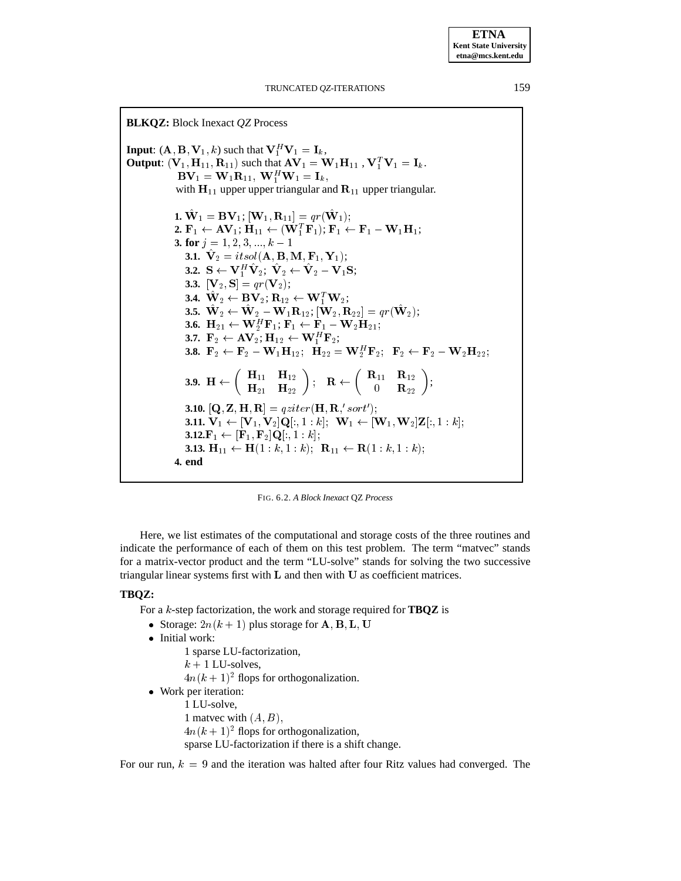**BLKQZ:** Block Inexact *QZ* Process

**Input**: $(\mathbf{A}, \mathbf{B}, \mathbf{V}_1, k)$ such that $\mathbf{V}_1^H \mathbf{V}_1 = \mathbf{I}_k$,
**Output**: $(\mathbf{V}_1, \mathbf{H}_{11}, \mathbf{R}_{11})$ such that $\mathbf{A}\mathbf{V}_1 = \mathbf{W}_1 \mathbf{H}_{11}$ , $\mathbf{V}_1^T \mathbf{V}_1 = \mathbf{I}_k$.
$\mathbf{B}\mathbf{V}_1 = \mathbf{W}_1 \mathbf{R}_{11}$, $\mathbf{W}_1^H \mathbf{W}_1 = \mathbf{I}_k$,
with $\mathbf{H}_{11}$ upper upper triangular and $\mathbf{R}_{11}$ upper triangular.

**1.** $\hat{\mathbf{W}}_1 = \mathbf{B}\mathbf{V}_1$; $[\mathbf{W}_1, \mathbf{R}_{11}] = qr(\hat{\mathbf{W}}_1)$;
**2.** $\mathbf{F}_1 \leftarrow \mathbf{A}\mathbf{V}_1$; $\mathbf{H}_{11} \leftarrow (\mathbf{W}_1^T \mathbf{F}_1)$; $\mathbf{F}_1 \leftarrow \mathbf{F}_1 - \mathbf{W}_1 \mathbf{H}_1$;
**3. for** $j = 1, 2, 3, ..., k-1$
**3.1.** $\hat{\mathbf{V}}_2 = itsol(\mathbf{A}, \mathbf{B}, \mathbf{M}, \mathbf{F}_1, \mathbf{Y}_1)$;
**3.2.** $\mathbf{S} \leftarrow \mathbf{V}_1^H \hat{\mathbf{V}}_2$; $\hat{\mathbf{V}}_2 \leftarrow \hat{\mathbf{V}}_2 - \mathbf{V}_1 \mathbf{S}$;
**3.3.** $[\mathbf{V}_2, \mathbf{S}] = qr(\mathbf{V}_2)$;
**3.4.** $\hat{\mathbf{W}}_2 \leftarrow \mathbf{B}\mathbf{V}_2$; $\mathbf{R}_{12} \leftarrow \mathbf{W}_1^T \mathbf{W}_2$;
**3.5.** $\hat{\mathbf{W}}_2 \leftarrow \hat{\mathbf{W}}_2 - \mathbf{W}_1 \mathbf{R}_{12}$; $[\mathbf{W}_2, \mathbf{R}_{22}] = qr(\hat{\mathbf{W}}_2)$;
**3.6.** $\mathbf{H}_{21} \leftarrow \mathbf{W}_2^H \mathbf{F}_1$; $\mathbf{F}_1 \leftarrow \mathbf{F}_1 - \mathbf{W}_2 \mathbf{H}_{21}$;
**3.7.** $\mathbf{F}_2 \leftarrow \mathbf{A}\mathbf{V}_2$; $\mathbf{H}_{12} \leftarrow \mathbf{W}_1^H \mathbf{F}_2$;
**3.8.** $\mathbf{F}_2 \leftarrow \mathbf{F}_2 - \mathbf{W}_1 \mathbf{H}_{12}$; $\mathbf{H}_{22} = \mathbf{W}_2^H \mathbf{F}_2$; $\mathbf{F}_2 \leftarrow \mathbf{F}_2 - \mathbf{W}_2 \mathbf{H}_{22}$;
**3.9.** $\mathbf{H} \leftarrow \begin{pmatrix} \mathbf{H}_{11} & \mathbf{H}_{12} \\ \mathbf{H}_{21} & \mathbf{H}_{22} \end{pmatrix}$; $\mathbf{R} \leftarrow \begin{pmatrix} \mathbf{R}_{11} & \mathbf{R}_{12} \\ 0 & \mathbf{R}_{22} \end{pmatrix}$;
**3.10.** $[\mathbf{Q}, \mathbf{Z}, \mathbf{H}, \mathbf{R}] = qziter(\mathbf{H}, \mathbf{R}, 'sort')$;
**3.11.** $\mathbf{V}_1 \leftarrow [\mathbf{V}_1, \mathbf{V}_2]\mathbf{Q}[:, 1:k]$; $\mathbf{W}_1 \leftarrow [\mathbf{W}_1, \mathbf{W}_2]\mathbf{Z}[:, 1:k]$;
**3.12.** $\mathbf{F}_1 \leftarrow [\mathbf{F}_1, \mathbf{F}_2]\mathbf{Q}[:, 1:k]$;
**3.13.** $\mathbf{H}_{11} \leftarrow \mathbf{H}(1:k, 1:k)$; $\mathbf{R}_{11} \leftarrow \mathbf{R}(1:k, 1:k)$;
**4. end**

FIG. 6.2. *A Block Inexact* QZ *Process*

Here, we list estimates of the computational and storage costs of the three routines and indicate the performance of each of them on this test problem. The term "matvec" stands for a matrix-vector product and the term "LU-solve" stands for solving the two successive triangular linear systems first with $\mathbf{L}$ and then with $\mathbf{U}$ as coefficient matrices.

**TBQZ:**

For a $k$-step factorization, the work and storage required for **TBQZ** is

- Storage: $2n(k+1)$ plus storage for $\mathbf{A}, \mathbf{B}, \mathbf{L}, \mathbf{U}$
- Initial work:
  1 sparse LU-factorization,
  $k+1$ LU-solves,
  $4n(k+1)^2$ flops for orthogonalization.
- Work per iteration:
  1 LU-solve,
  1 matvec with $(A, B)$,
  $4n(k+1)^2$ flops for orthogonalization,
  sparse LU-factorization if there is a shift change.

For our run, $k = 9$ and the iteration was halted after four Ritz values had converged. The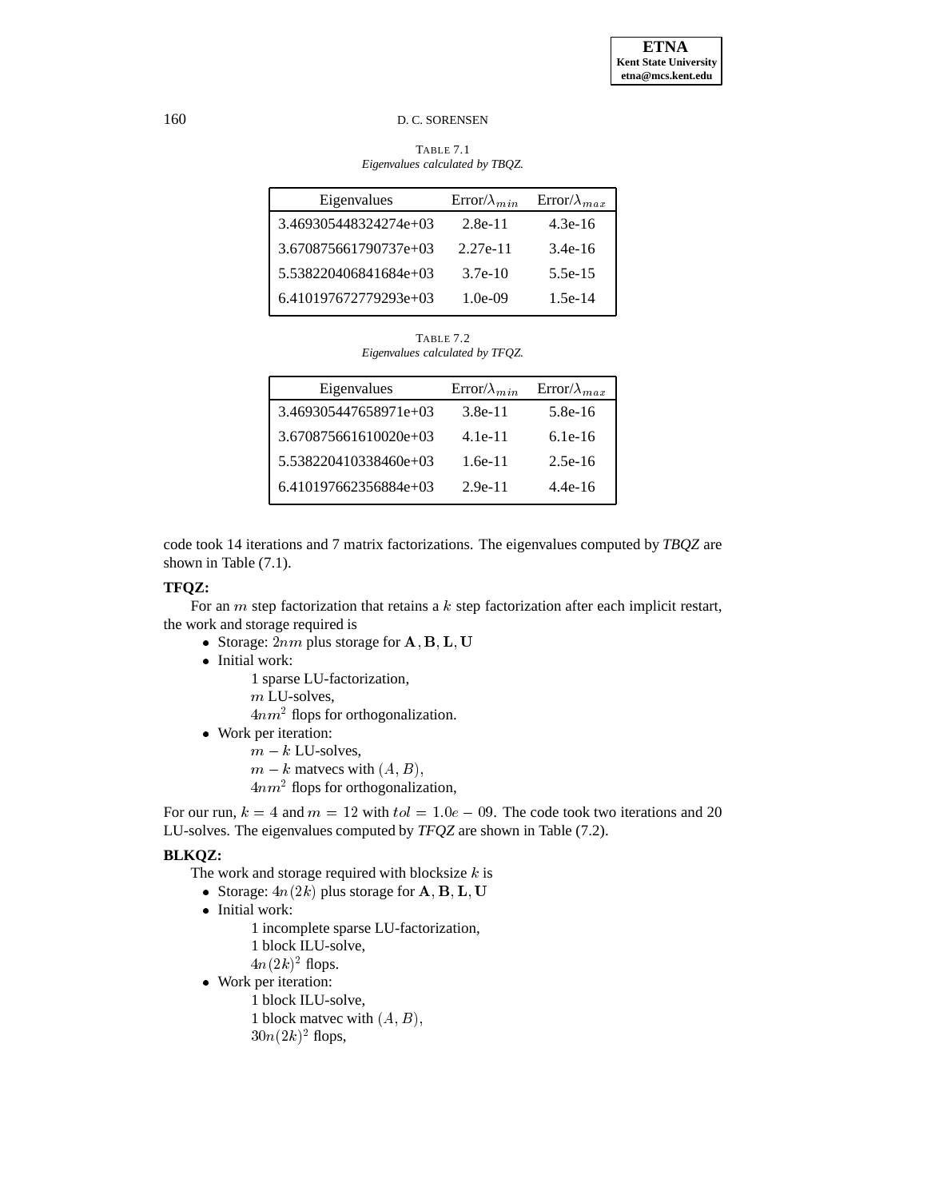TABLE 7.1
*Eigenvalues calculated by TBQZ.*

| Eigenvalues | Error/$\lambda_{min}$ | Error/$\lambda_{max}$ |
|---|---|---|
| 3.469305448324274e+03 | 2.8e-11 | 4.3e-16 |
| 3.670875661790737e+03 | 2.27e-11 | 3.4e-16 |
| 5.538220406841684e+03 | 3.7e-10 | 5.5e-15 |
| 6.410197672779293e+03 | 1.0e-09 | 1.5e-14 |

TABLE 7.2
*Eigenvalues calculated by TFQZ.*

| Eigenvalues | Error/$\lambda_{min}$ | Error/$\lambda_{max}$ |
|---|---|---|
| 3.469305447658971e+03 | 3.8e-11 | 5.8e-16 |
| 3.670875661610020e+03 | 4.1e-11 | 6.1e-16 |
| 5.538220410338460e+03 | 1.6e-11 | 2.5e-16 |
| 6.410197662356884e+03 | 2.9e-11 | 4.4e-16 |

code took 14 iterations and 7 matrix factorizations. The eigenvalues computed by *TBQZ* are shown in Table (7.1).

**TFQZ:**

For an $m$ step factorization that retains a $k$ step factorization after each implicit restart, the work and storage required is

- Storage: $2nm$ plus storage for $\mathbf{A}, \mathbf{B}, \mathbf{L}, \mathbf{U}$
- Initial work:
  - 1 sparse LU-factorization,
  - $m$ LU-solves,
  - $4nm^2$ flops for orthogonalization.
- Work per iteration:
  - $m - k$ LU-solves,
  - $m - k$ matvecs with $(A, B)$,
  - $4nm^2$ flops for orthogonalization,

For our run, $k = 4$ and $m = 12$ with $tol = 1.0e - 09$. The code took two iterations and 20 LU-solves. The eigenvalues computed by *TFQZ* are shown in Table (7.2).

**BLKQZ:**

The work and storage required with blocksize $k$ is

- Storage: $4n(2k)$ plus storage for $\mathbf{A}, \mathbf{B}, \mathbf{L}, \mathbf{U}$
- Initial work:
  - 1 incomplete sparse LU-factorization,
  - 1 block ILU-solve,
  - $4n(2k)^2$ flops.
- Work per iteration:
  - 1 block ILU-solve,
  - 1 block matvec with $(A, B)$,
  - $30n(2k)^2$ flops,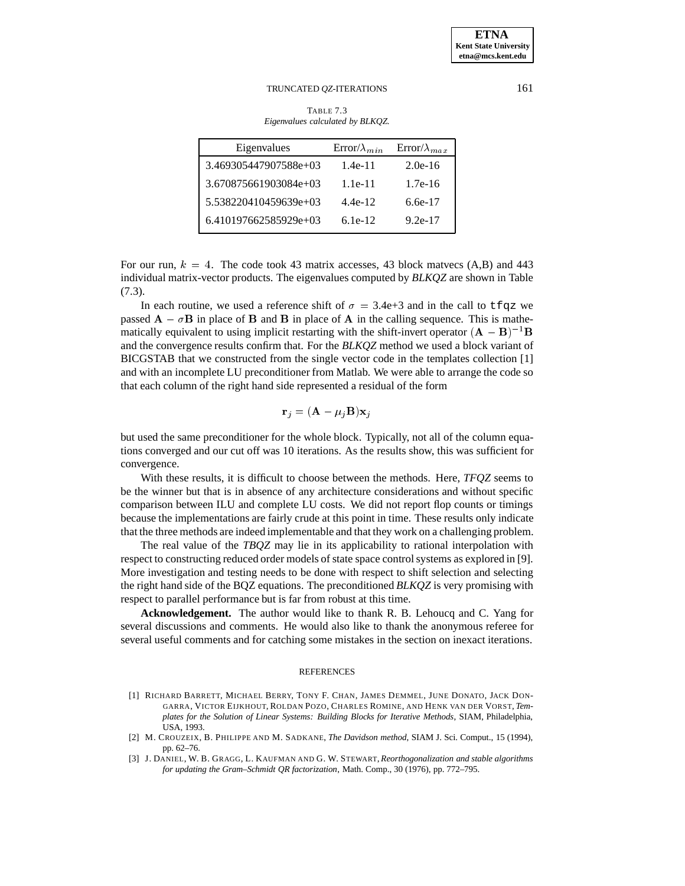TABLE 7.3
*Eigenvalues calculated by BLKQZ.*

| Eigenvalues | Error/$\lambda_{min}$ | Error/$\lambda_{max}$ |
|---|---|---|
| 3.469305447907588e+03 | 1.4e-11 | 2.0e-16 |
| 3.670875661903084e+03 | 1.1e-11 | 1.7e-16 |
| 5.538220410459639e+03 | 4.4e-12 | 6.6e-17 |
| 6.410197662585929e+03 | 6.1e-12 | 9.2e-17 |

For our run, $k = 4$. The code took 43 matrix accesses, 43 block matvecs (A,B) and 443 individual matrix-vector products. The eigenvalues computed by *BLKQZ* are shown in Table (7.3).

In each routine, we used a reference shift of $\sigma$ = 3.4e+3 and in the call to `tfqz` we passed $\mathbf{A} - \sigma\mathbf{B}$ in place of $\mathbf{B}$ and $\mathbf{B}$ in place of $\mathbf{A}$ in the calling sequence. This is mathematically equivalent to using implicit restarting with the shift-invert operator $(\mathbf{A} - \mathbf{B})^{-1}\mathbf{B}$ and the convergence results confirm that. For the *BLKQZ* method we used a block variant of BICGSTAB that we constructed from the single vector code in the templates collection [1] and with an incomplete LU preconditioner from Matlab. We were able to arrange the code so that each column of the right hand side represented a residual of the form

$$\mathbf{r}_j = (\mathbf{A} - \mu_j\mathbf{B})\mathbf{x}_j$$

but used the same preconditioner for the whole block. Typically, not all of the column equations converged and our cut off was 10 iterations. As the results show, this was sufficient for convergence.

With these results, it is difficult to choose between the methods. Here, *TFQZ* seems to be the winner but that is in absence of any architecture considerations and without specific comparison between ILU and complete LU costs. We did not report flop counts or timings because the implementations are fairly crude at this point in time. These results only indicate that the three methods are indeed implementable and that they work on a challenging problem.

The real value of the *TBQZ* may lie in its applicability to rational interpolation with respect to constructing reduced order models of state space control systems as explored in [9]. More investigation and testing needs to be done with respect to shift selection and selecting the right hand side of the BQZ equations. The preconditioned *BLKQZ* is very promising with respect to parallel performance but is far from robust at this time.

**Acknowledgement.** The author would like to thank R. B. Lehoucq and C. Yang for several discussions and comments. He would also like to thank the anonymous referee for several useful comments and for catching some mistakes in the section on inexact iterations.

## REFERENCES

[1] RICHARD BARRETT, MICHAEL BERRY, TONY F. CHAN, JAMES DEMMEL, JUNE DONATO, JACK DONGARRA, VICTOR EIJKHOUT, ROLDAN POZO, CHARLES ROMINE, AND HENK VAN DER VORST, *Templates for the Solution of Linear Systems: Building Blocks for Iterative Methods*, SIAM, Philadelphia, USA, 1993.

[2] M. CROUZEIX, B. PHILIPPE AND M. SADKANE, *The Davidson method*, SIAM J. Sci. Comput., 15 (1994), pp. 62–76.

[3] J. DANIEL, W. B. GRAGG, L. KAUFMAN AND G. W. STEWART, *Reorthogonalization and stable algorithms for updating the Gram–Schmidt QR factorization*, Math. Comp., 30 (1976), pp. 772–795.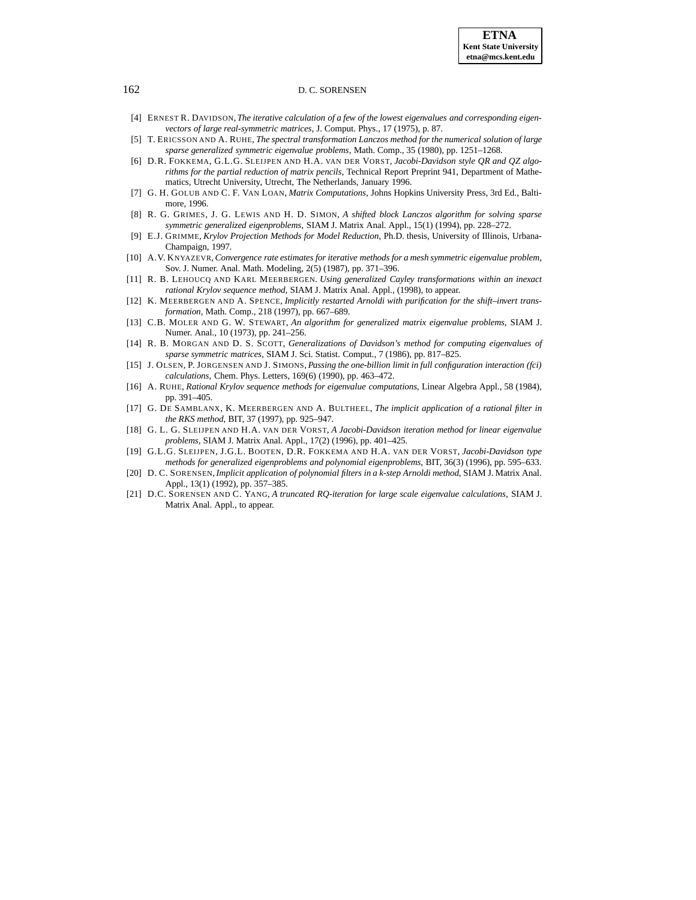[4] ERNEST R. DAVIDSON, *The iterative calculation of a few of the lowest eigenvalues and corresponding eigenvectors of large real-symmetric matrices*, J. Comput. Phys., 17 (1975), p. 87.

[5] T. ERICSSON AND A. RUHE, *The spectral transformation Lanczos method for the numerical solution of large sparse generalized symmetric eigenvalue problems*, Math. Comp., 35 (1980), pp. 1251–1268.

[6] D.R. FOKKEMA, G.L.G. SLEIJPEN AND H.A. VAN DER VORST, *Jacobi-Davidson style QR and QZ algorithms for the partial reduction of matrix pencils*, Technical Report Preprint 941, Department of Mathematics, Utrecht University, Utrecht, The Netherlands, January 1996.

[7] G. H. GOLUB AND C. F. VAN LOAN, *Matrix Computations*, Johns Hopkins University Press, 3rd Ed., Baltimore, 1996.

[8] R. G. GRIMES, J. G. LEWIS AND H. D. SIMON, *A shifted block Lanczos algorithm for solving sparse symmetric generalized eigenproblems*, SIAM J. Matrix Anal. Appl., 15(1) (1994), pp. 228–272.

[9] E.J. GRIMME, *Krylov Projection Methods for Model Reduction*, Ph.D. thesis, University of Illinois, Urbana-Champaign, 1997.

[10] A.V. KNYAZEVR, *Convergence rate estimates for iterative methods for a mesh symmetric eigenvalue problem*, Sov. J. Numer. Anal. Math. Modeling, 2(5) (1987), pp. 371–396.

[11] R. B. LEHOUCQ AND KARL MEERBERGEN. *Using generalized Cayley transformations within an inexact rational Krylov sequence method*, SIAM J. Matrix Anal. Appl., (1998), to appear.

[12] K. MEERBERGEN AND A. SPENCE, *Implicitly restarted Arnoldi with purification for the shift–invert transformation*, Math. Comp., 218 (1997), pp. 667–689.

[13] C.B. MOLER AND G. W. STEWART, *An algorithm for generalized matrix eigenvalue problems*, SIAM J. Numer. Anal., 10 (1973), pp. 241–256.

[14] R. B. MORGAN AND D. S. SCOTT, *Generalizations of Davidson's method for computing eigenvalues of sparse symmetric matrices*, SIAM J. Sci. Statist. Comput., 7 (1986), pp. 817–825.

[15] J. OLSEN, P. JORGENSEN AND J. SIMONS, *Passing the one-billion limit in full configuration interaction (fci) calculations*, Chem. Phys. Letters, 169(6) (1990), pp. 463–472.

[16] A. RUHE, *Rational Krylov sequence methods for eigenvalue computations*, Linear Algebra Appl., 58 (1984), pp. 391–405.

[17] G. DE SAMBLANX, K. MEERBERGEN AND A. BULTHEEL, *The implicit application of a rational filter in the RKS method*, BIT, 37 (1997), pp. 925–947.

[18] G. L. G. SLEIJPEN AND H.A. VAN DER VORST, *A Jacobi-Davidson iteration method for linear eigenvalue problems*, SIAM J. Matrix Anal. Appl., 17(2) (1996), pp. 401–425.

[19] G.L.G. SLEIJPEN, J.G.L. BOOTEN, D.R. FOKKEMA AND H.A. VAN DER VORST, *Jacobi-Davidson type methods for generalized eigenproblems and polynomial eigenproblems*, BIT, 36(3) (1996), pp. 595–633.

[20] D. C. SORENSEN, *Implicit application of polynomial filters in a k-step Arnoldi method*, SIAM J. Matrix Anal. Appl., 13(1) (1992), pp. 357–385.

[21] D.C. SORENSEN AND C. YANG, *A truncated RQ-iteration for large scale eigenvalue calculations*, SIAM J. Matrix Anal. Appl., to appear.